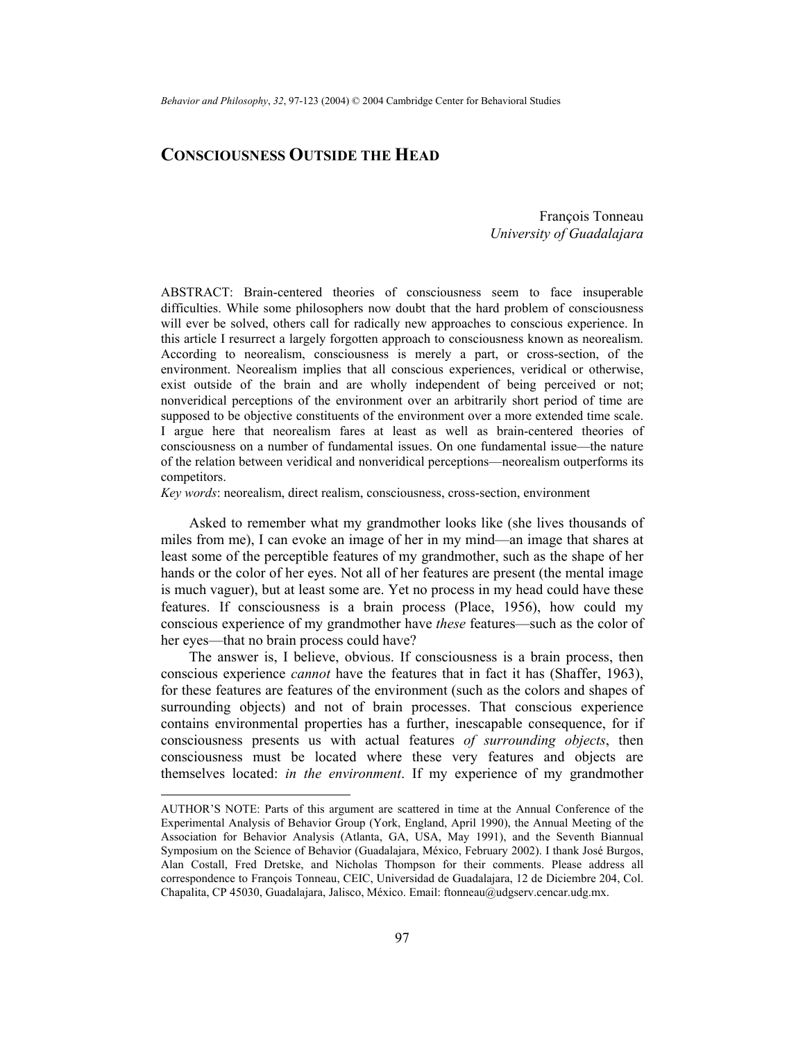# CONSCIOUSNESS OUTSIDE THE HEAD

François Tonneau
*University of Guadalajara*

ABSTRACT: Brain-centered theories of consciousness seem to face insuperable difficulties. While some philosophers now doubt that the hard problem of consciousness will ever be solved, others call for radically new approaches to conscious experience. In this article I resurrect a largely forgotten approach to consciousness known as neorealism. According to neorealism, consciousness is merely a part, or cross-section, of the environment. Neorealism implies that all conscious experiences, veridical or otherwise, exist outside of the brain and are wholly independent of being perceived or not; nonveridical perceptions of the environment over an arbitrarily short period of time are supposed to be objective constituents of the environment over a more extended time scale. I argue here that neorealism fares at least as well as brain-centered theories of consciousness on a number of fundamental issues. On one fundamental issue—the nature of the relation between veridical and nonveridical perceptions—neorealism outperforms its competitors.

*Key words*: neorealism, direct realism, consciousness, cross-section, environment

Asked to remember what my grandmother looks like (she lives thousands of miles from me), I can evoke an image of her in my mind—an image that shares at least some of the perceptible features of my grandmother, such as the shape of her hands or the color of her eyes. Not all of her features are present (the mental image is much vaguer), but at least some are. Yet no process in my head could have these features. If consciousness is a brain process (Place, 1956), how could my conscious experience of my grandmother have *these* features—such as the color of her eyes—that no brain process could have?

The answer is, I believe, obvious. If consciousness is a brain process, then conscious experience *cannot* have the features that in fact it has (Shaffer, 1963), for these features are features of the environment (such as the colors and shapes of surrounding objects) and not of brain processes. That conscious experience contains environmental properties has a further, inescapable consequence, for if consciousness presents us with actual features *of surrounding objects*, then consciousness must be located where these very features and objects are themselves located: *in the environment*. If my experience of my grandmother

AUTHOR'S NOTE: Parts of this argument are scattered in time at the Annual Conference of the Experimental Analysis of Behavior Group (York, England, April 1990), the Annual Meeting of the Association for Behavior Analysis (Atlanta, GA, USA, May 1991), and the Seventh Biannual Symposium on the Science of Behavior (Guadalajara, México, February 2002). I thank José Burgos, Alan Costall, Fred Dretske, and Nicholas Thompson for their comments. Please address all correspondence to François Tonneau, CEIC, Universidad de Guadalajara, 12 de Diciembre 204, Col. Chapalita, CP 45030, Guadalajara, Jalisco, México. Email: ftonneau@udgserv.cencar.udg.mx.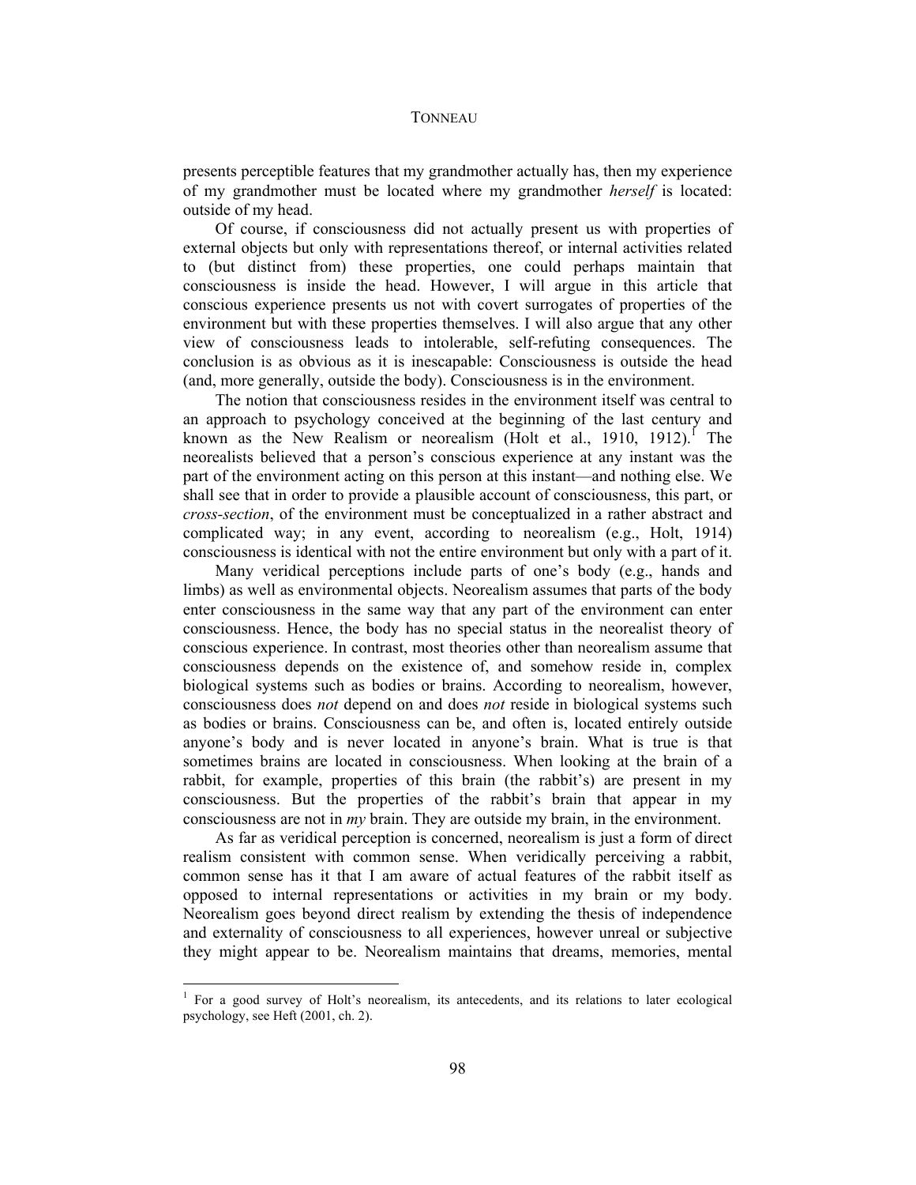presents perceptible features that my grandmother actually has, then my experience of my grandmother must be located where my grandmother *herself* is located: outside of my head.

Of course, if consciousness did not actually present us with properties of external objects but only with representations thereof, or internal activities related to (but distinct from) these properties, one could perhaps maintain that consciousness is inside the head. However, I will argue in this article that conscious experience presents us not with covert surrogates of properties of the environment but with these properties themselves. I will also argue that any other view of consciousness leads to intolerable, self-refuting consequences. The conclusion is as obvious as it is inescapable: Consciousness is outside the head (and, more generally, outside the body). Consciousness is in the environment.

The notion that consciousness resides in the environment itself was central to an approach to psychology conceived at the beginning of the last century and known as the New Realism or neorealism (Holt et al., 1910, 1912).[1] The neorealists believed that a person's conscious experience at any instant was the part of the environment acting on this person at this instant—and nothing else. We shall see that in order to provide a plausible account of consciousness, this part, or *cross-section*, of the environment must be conceptualized in a rather abstract and complicated way; in any event, according to neorealism (e.g., Holt, 1914) consciousness is identical with not the entire environment but only with a part of it.

Many veridical perceptions include parts of one's body (e.g., hands and limbs) as well as environmental objects. Neorealism assumes that parts of the body enter consciousness in the same way that any part of the environment can enter consciousness. Hence, the body has no special status in the neorealist theory of conscious experience. In contrast, most theories other than neorealism assume that consciousness depends on the existence of, and somehow reside in, complex biological systems such as bodies or brains. According to neorealism, however, consciousness does *not* depend on and does *not* reside in biological systems such as bodies or brains. Consciousness can be, and often is, located entirely outside anyone's body and is never located in anyone's brain. What is true is that sometimes brains are located in consciousness. When looking at the brain of a rabbit, for example, properties of this brain (the rabbit's) are present in my consciousness. But the properties of the rabbit's brain that appear in my consciousness are not in *my* brain. They are outside my brain, in the environment.

As far as veridical perception is concerned, neorealism is just a form of direct realism consistent with common sense. When veridically perceiving a rabbit, common sense has it that I am aware of actual features of the rabbit itself as opposed to internal representations or activities in my brain or my body. Neorealism goes beyond direct realism by extending the thesis of independence and externality of consciousness to all experiences, however unreal or subjective they might appear to be. Neorealism maintains that dreams, memories, mental

[1] For a good survey of Holt's neorealism, its antecedents, and its relations to later ecological psychology, see Heft (2001, ch. 2).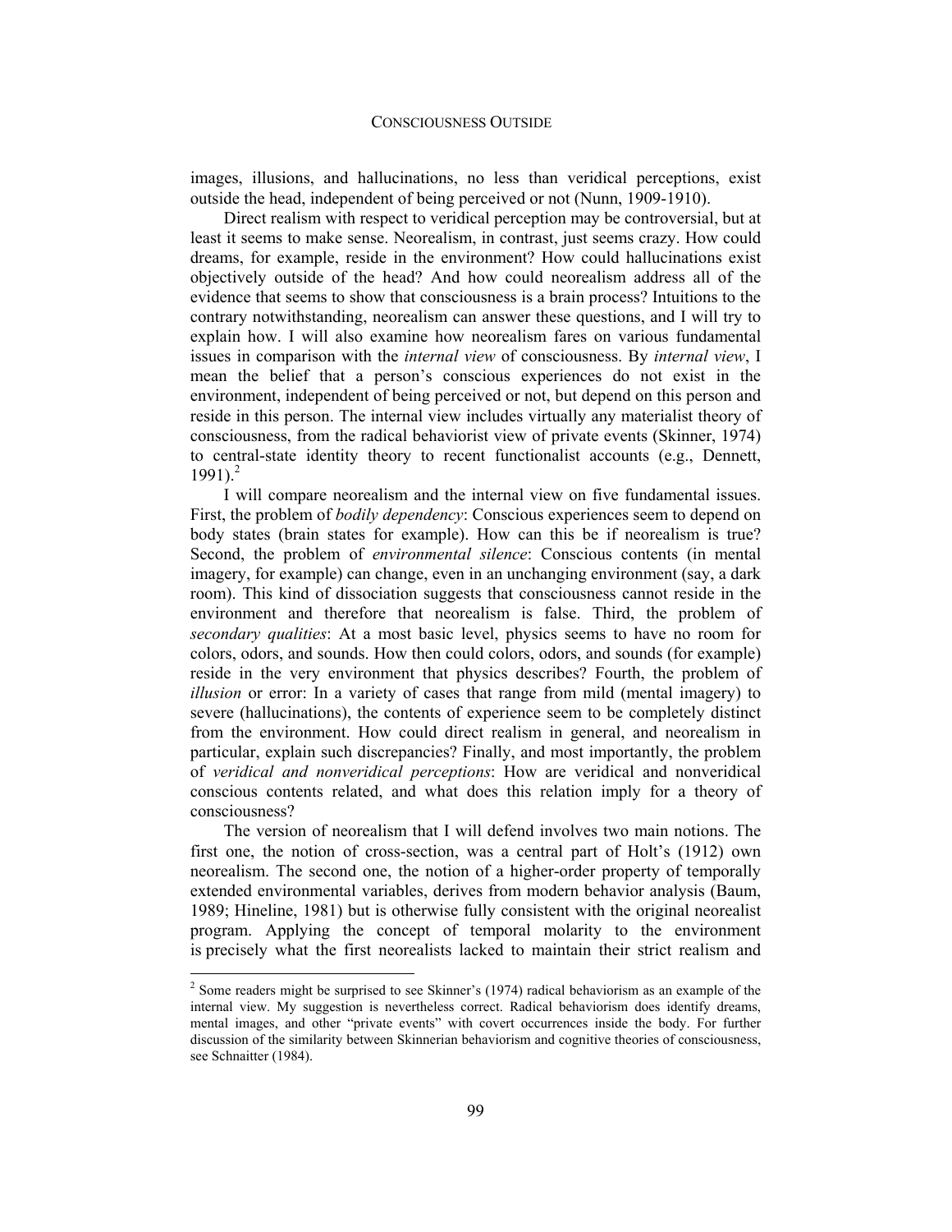images, illusions, and hallucinations, no less than veridical perceptions, exist outside the head, independent of being perceived or not (Nunn, 1909-1910).

Direct realism with respect to veridical perception may be controversial, but at least it seems to make sense. Neorealism, in contrast, just seems crazy. How could dreams, for example, reside in the environment? How could hallucinations exist objectively outside of the head? And how could neorealism address all of the evidence that seems to show that consciousness is a brain process? Intuitions to the contrary notwithstanding, neorealism can answer these questions, and I will try to explain how. I will also examine how neorealism fares on various fundamental issues in comparison with the *internal view* of consciousness. By *internal view*, I mean the belief that a person's conscious experiences do not exist in the environment, independent of being perceived or not, but depend on this person and reside in this person. The internal view includes virtually any materialist theory of consciousness, from the radical behaviorist view of private events (Skinner, 1974) to central-state identity theory to recent functionalist accounts (e.g., Dennett, 1991).[2]

I will compare neorealism and the internal view on five fundamental issues. First, the problem of *bodily dependency*: Conscious experiences seem to depend on body states (brain states for example). How can this be if neorealism is true? Second, the problem of *environmental silence*: Conscious contents (in mental imagery, for example) can change, even in an unchanging environment (say, a dark room). This kind of dissociation suggests that consciousness cannot reside in the environment and therefore that neorealism is false. Third, the problem of *secondary qualities*: At a most basic level, physics seems to have no room for colors, odors, and sounds. How then could colors, odors, and sounds (for example) reside in the very environment that physics describes? Fourth, the problem of *illusion* or error: In a variety of cases that range from mild (mental imagery) to severe (hallucinations), the contents of experience seem to be completely distinct from the environment. How could direct realism in general, and neorealism in particular, explain such discrepancies? Finally, and most importantly, the problem of *veridical and nonveridical perceptions*: How are veridical and nonveridical conscious contents related, and what does this relation imply for a theory of consciousness?

The version of neorealism that I will defend involves two main notions. The first one, the notion of cross-section, was a central part of Holt's (1912) own neorealism. The second one, the notion of a higher-order property of temporally extended environmental variables, derives from modern behavior analysis (Baum, 1989; Hineline, 1981) but is otherwise fully consistent with the original neorealist program. Applying the concept of temporal molarity to the environment is precisely what the first neorealists lacked to maintain their strict realism and

---

[2] Some readers might be surprised to see Skinner's (1974) radical behaviorism as an example of the internal view. My suggestion is nevertheless correct. Radical behaviorism does identify dreams, mental images, and other "private events" with covert occurrences inside the body. For further discussion of the similarity between Skinnerian behaviorism and cognitive theories of consciousness, see Schnaitter (1984).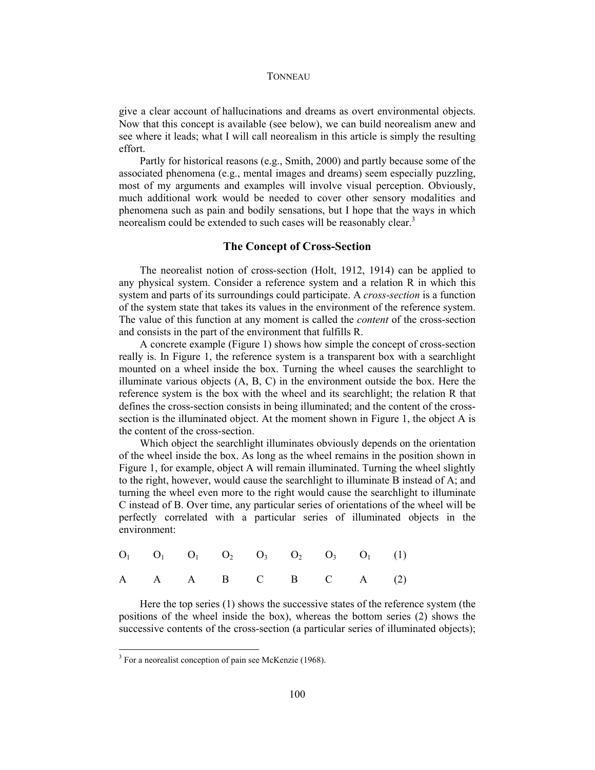give a clear account of hallucinations and dreams as overt environmental objects. Now that this concept is available (see below), we can build neorealism anew and see where it leads; what I will call neorealism in this article is simply the resulting effort.

Partly for historical reasons (e.g., Smith, 2000) and partly because some of the associated phenomena (e.g., mental images and dreams) seem especially puzzling, most of my arguments and examples will involve visual perception. Obviously, much additional work would be needed to cover other sensory modalities and phenomena such as pain and bodily sensations, but I hope that the ways in which neorealism could be extended to such cases will be reasonably clear.[3]

## The Concept of Cross-Section

The neorealist notion of cross-section (Holt, 1912, 1914) can be applied to any physical system. Consider a reference system and a relation R in which this system and parts of its surroundings could participate. A *cross-section* is a function of the system state that takes its values in the environment of the reference system. The value of this function at any moment is called the *content* of the cross-section and consists in the part of the environment that fulfills R.

A concrete example (Figure 1) shows how simple the concept of cross-section really is. In Figure 1, the reference system is a transparent box with a searchlight mounted on a wheel inside the box. Turning the wheel causes the searchlight to illuminate various objects (A, B, C) in the environment outside the box. Here the reference system is the box with the wheel and its searchlight; the relation R that defines the cross-section consists in being illuminated; and the content of the cross-section is the illuminated object. At the moment shown in Figure 1, the object A is the content of the cross-section.

Which object the searchlight illuminates obviously depends on the orientation of the wheel inside the box. As long as the wheel remains in the position shown in Figure 1, for example, object A will remain illuminated. Turning the wheel slightly to the right, however, would cause the searchlight to illuminate B instead of A; and turning the wheel even more to the right would cause the searchlight to illuminate C instead of B. Over time, any particular series of orientations of the wheel will be perfectly correlated with a particular series of illuminated objects in the environment:

$$O_1 \quad O_1 \quad O_1 \quad O_2 \quad O_3 \quad O_2 \quad O_3 \quad O_1 \qquad (1)$$

$$A \quad A \quad A \quad B \quad C \quad B \quad C \quad A \qquad (2)$$

Here the top series (1) shows the successive states of the reference system (the positions of the wheel inside the box), whereas the bottom series (2) shows the successive contents of the cross-section (a particular series of illuminated objects);

[3] For a neorealist conception of pain see McKenzie (1968).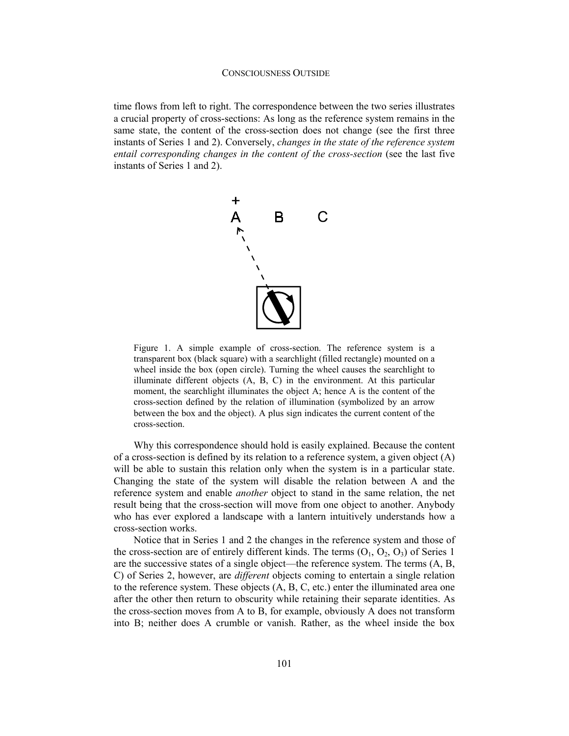time flows from left to right. The correspondence between the two series illustrates a crucial property of cross-sections: As long as the reference system remains in the same state, the content of the cross-section does not change (see the first three instants of Series 1 and 2). Conversely, *changes in the state of the reference system entail corresponding changes in the content of the cross-section* (see the last five instants of Series 1 and 2).

Figure 1. A simple example of cross-section. The reference system is a transparent box (black square) with a searchlight (filled rectangle) mounted on a wheel inside the box (open circle). Turning the wheel causes the searchlight to illuminate different objects (A, B, C) in the environment. At this particular moment, the searchlight illuminates the object A; hence A is the content of the cross-section defined by the relation of illumination (symbolized by an arrow between the box and the object). A plus sign indicates the current content of the cross-section.

Why this correspondence should hold is easily explained. Because the content of a cross-section is defined by its relation to a reference system, a given object (A) will be able to sustain this relation only when the system is in a particular state. Changing the state of the system will disable the relation between A and the reference system and enable *another* object to stand in the same relation, the net result being that the cross-section will move from one object to another. Anybody who has ever explored a landscape with a lantern intuitively understands how a cross-section works.

Notice that in Series 1 and 2 the changes in the reference system and those of the cross-section are of entirely different kinds. The terms ($O_1$, $O_2$, $O_3$) of Series 1 are the successive states of a single object—the reference system. The terms (A, B, C) of Series 2, however, are *different* objects coming to entertain a single relation to the reference system. These objects (A, B, C, etc.) enter the illuminated area one after the other then return to obscurity while retaining their separate identities. As the cross-section moves from A to B, for example, obviously A does not transform into B; neither does A crumble or vanish. Rather, as the wheel inside the box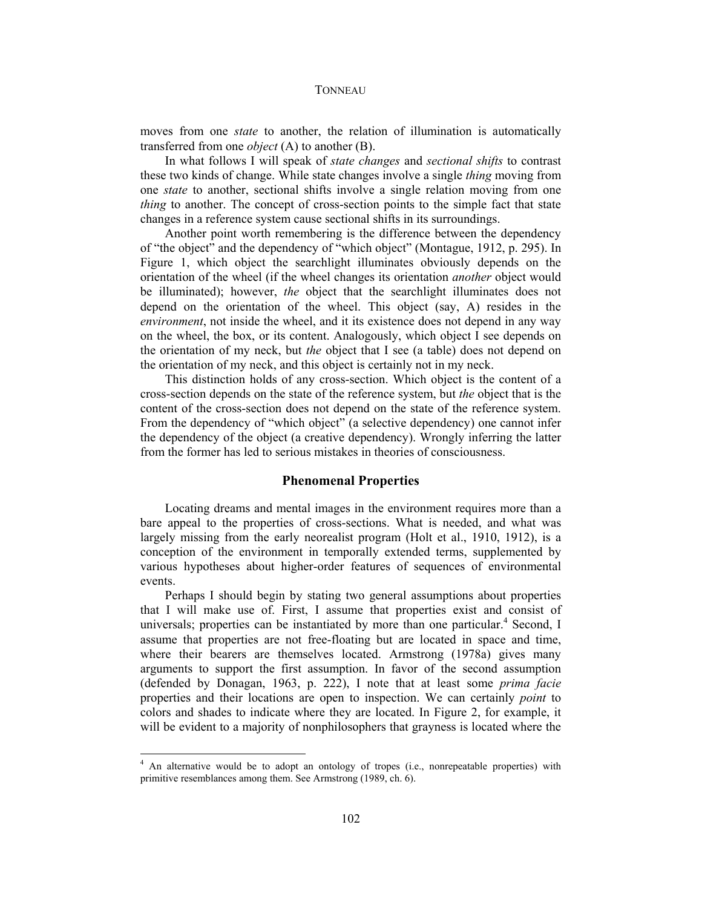moves from one *state* to another, the relation of illumination is automatically transferred from one *object* (A) to another (B).

In what follows I will speak of *state changes* and *sectional shifts* to contrast these two kinds of change. While state changes involve a single *thing* moving from one *state* to another, sectional shifts involve a single relation moving from one *thing* to another. The concept of cross-section points to the simple fact that state changes in a reference system cause sectional shifts in its surroundings.

Another point worth remembering is the difference between the dependency of "the object" and the dependency of "which object" (Montague, 1912, p. 295). In Figure 1, which object the searchlight illuminates obviously depends on the orientation of the wheel (if the wheel changes its orientation *another* object would be illuminated); however, *the* object that the searchlight illuminates does not depend on the orientation of the wheel. This object (say, A) resides in the *environment*, not inside the wheel, and it its existence does not depend in any way on the wheel, the box, or its content. Analogously, which object I see depends on the orientation of my neck, but *the* object that I see (a table) does not depend on the orientation of my neck, and this object is certainly not in my neck.

This distinction holds of any cross-section. Which object is the content of a cross-section depends on the state of the reference system, but *the* object that is the content of the cross-section does not depend on the state of the reference system. From the dependency of "which object" (a selective dependency) one cannot infer the dependency of the object (a creative dependency). Wrongly inferring the latter from the former has led to serious mistakes in theories of consciousness.

## Phenomenal Properties

Locating dreams and mental images in the environment requires more than a bare appeal to the properties of cross-sections. What is needed, and what was largely missing from the early neorealist program (Holt et al., 1910, 1912), is a conception of the environment in temporally extended terms, supplemented by various hypotheses about higher-order features of sequences of environmental events.

Perhaps I should begin by stating two general assumptions about properties that I will make use of. First, I assume that properties exist and consist of universals; properties can be instantiated by more than one particular.[4] Second, I assume that properties are not free-floating but are located in space and time, where their bearers are themselves located. Armstrong (1978a) gives many arguments to support the first assumption. In favor of the second assumption (defended by Donagan, 1963, p. 222), I note that at least some *prima facie* properties and their locations are open to inspection. We can certainly *point* to colors and shades to indicate where they are located. In Figure 2, for example, it will be evident to a majority of nonphilosophers that grayness is located where the

[4] An alternative would be to adopt an ontology of tropes (i.e., nonrepeatable properties) with primitive resemblances among them. See Armstrong (1989, ch. 6).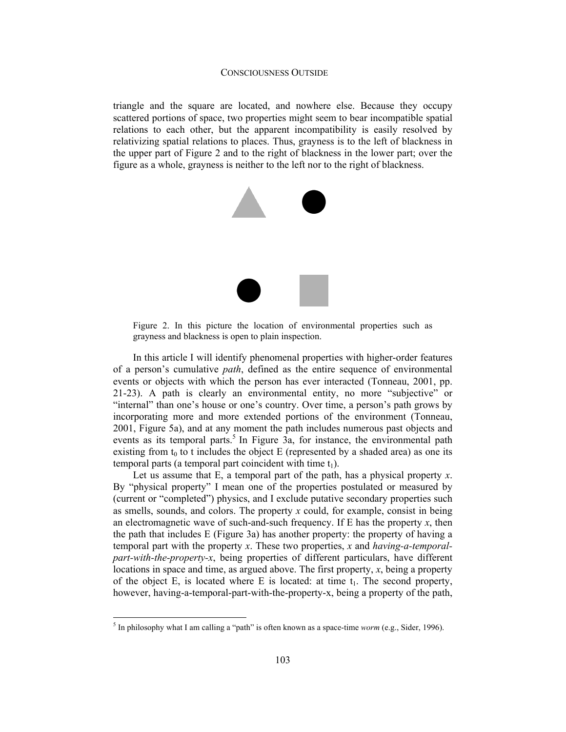triangle and the square are located, and nowhere else. Because they occupy scattered portions of space, two properties might seem to bear incompatible spatial relations to each other, but the apparent incompatibility is easily resolved by relativizing spatial relations to places. Thus, grayness is to the left of blackness in the upper part of Figure 2 and to the right of blackness in the lower part; over the figure as a whole, grayness is neither to the left nor to the right of blackness.

Figure 2. In this picture the location of environmental properties such as grayness and blackness is open to plain inspection.

In this article I will identify phenomenal properties with higher-order features of a person's cumulative *path*, defined as the entire sequence of environmental events or objects with which the person has ever interacted (Tonneau, 2001, pp. 21-23). A path is clearly an environmental entity, no more "subjective" or "internal" than one's house or one's country. Over time, a person's path grows by incorporating more and more extended portions of the environment (Tonneau, 2001, Figure 5a), and at any moment the path includes numerous past objects and events as its temporal parts.[5] In Figure 3a, for instance, the environmental path existing from $t_0$ to t includes the object E (represented by a shaded area) as one its temporal parts (a temporal part coincident with time $t_1$).

Let us assume that E, a temporal part of the path, has a physical property *x*. By "physical property" I mean one of the properties postulated or measured by (current or "completed") physics, and I exclude putative secondary properties such as smells, sounds, and colors. The property *x* could, for example, consist in being an electromagnetic wave of such-and-such frequency. If E has the property *x*, then the path that includes E (Figure 3a) has another property: the property of having a temporal part with the property *x*. These two properties, *x* and *having-a-temporal-part-with-the-property-x*, being properties of different particulars, have different locations in space and time, as argued above. The first property, *x*, being a property of the object E, is located where E is located: at time $t_1$. The second property, however, having-a-temporal-part-with-the-property-x, being a property of the path,

[5] In philosophy what I am calling a "path" is often known as a space-time *worm* (e.g., Sider, 1996).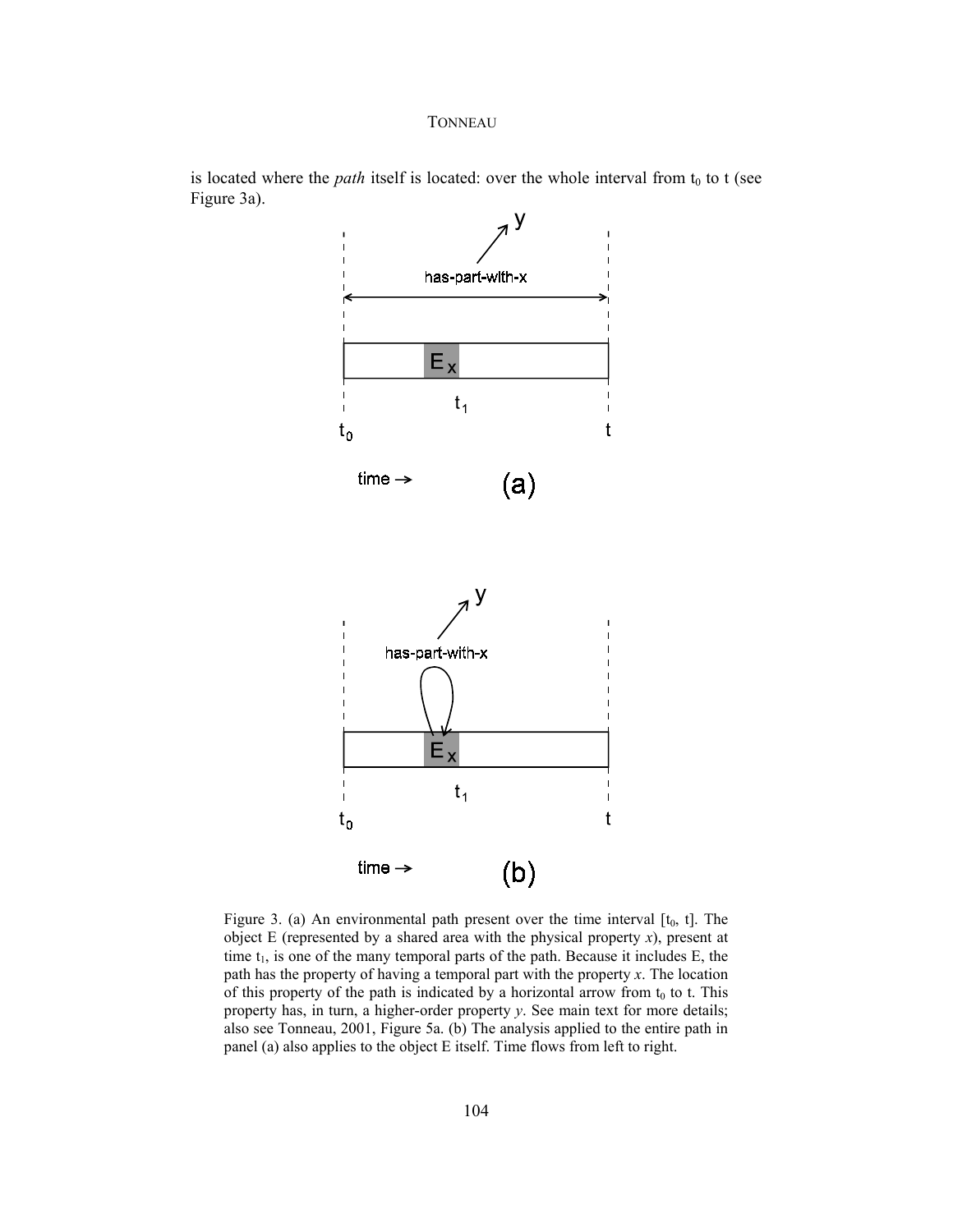is located where the *path* itself is located: over the whole interval from $t_0$ to t (see Figure 3a).

Figure 3. (a) An environmental path present over the time interval [$t_0$, t]. The object E (represented by a shared area with the physical property *x*), present at time $t_1$, is one of the many temporal parts of the path. Because it includes E, the path has the property of having a temporal part with the property *x*. The location of this property of the path is indicated by a horizontal arrow from $t_0$ to t. This property has, in turn, a higher-order property *y*. See main text for more details; also see Tonneau, 2001, Figure 5a. (b) The analysis applied to the entire path in panel (a) also applies to the object E itself. Time flows from left to right.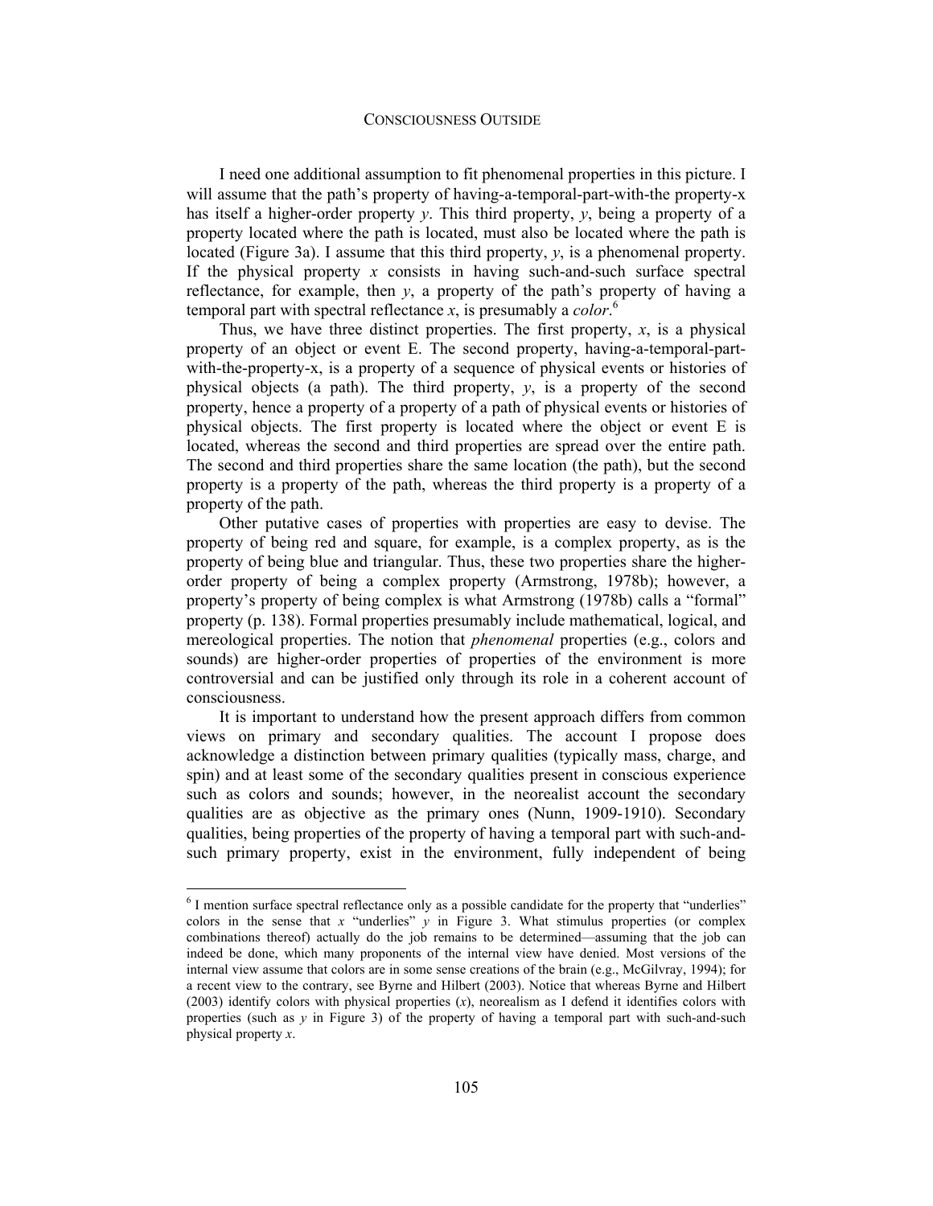I need one additional assumption to fit phenomenal properties in this picture. I will assume that the path's property of having-a-temporal-part-with-the property-x has itself a higher-order property *y*. This third property, *y*, being a property of a property located where the path is located, must also be located where the path is located (Figure 3a). I assume that this third property, *y*, is a phenomenal property. If the physical property *x* consists in having such-and-such surface spectral reflectance, for example, then *y*, a property of the path's property of having a temporal part with spectral reflectance *x*, is presumably a *color*.[6]

Thus, we have three distinct properties. The first property, *x*, is a physical property of an object or event E. The second property, having-a-temporal-part-with-the-property-x, is a property of a sequence of physical events or histories of physical objects (a path). The third property, *y*, is a property of the second property, hence a property of a property of a path of physical events or histories of physical objects. The first property is located where the object or event E is located, whereas the second and third properties are spread over the entire path. The second and third properties share the same location (the path), but the second property is a property of the path, whereas the third property is a property of a property of the path.

Other putative cases of properties with properties are easy to devise. The property of being red and square, for example, is a complex property, as is the property of being blue and triangular. Thus, these two properties share the higher-order property of being a complex property (Armstrong, 1978b); however, a property's property of being complex is what Armstrong (1978b) calls a "formal" property (p. 138). Formal properties presumably include mathematical, logical, and mereological properties. The notion that *phenomenal* properties (e.g., colors and sounds) are higher-order properties of properties of the environment is more controversial and can be justified only through its role in a coherent account of consciousness.

It is important to understand how the present approach differs from common views on primary and secondary qualities. The account I propose does acknowledge a distinction between primary qualities (typically mass, charge, and spin) and at least some of the secondary qualities present in conscious experience such as colors and sounds; however, in the neorealist account the secondary qualities are as objective as the primary ones (Nunn, 1909-1910). Secondary qualities, being properties of the property of having a temporal part with such-and-such primary property, exist in the environment, fully independent of being

---

[6] I mention surface spectral reflectance only as a possible candidate for the property that "underlies" colors in the sense that *x* "underlies" *y* in Figure 3. What stimulus properties (or complex combinations thereof) actually do the job remains to be determined—assuming that the job can indeed be done, which many proponents of the internal view have denied. Most versions of the internal view assume that colors are in some sense creations of the brain (e.g., McGilvray, 1994); for a recent view to the contrary, see Byrne and Hilbert (2003). Notice that whereas Byrne and Hilbert (2003) identify colors with physical properties (*x*), neorealism as I defend it identifies colors with properties (such as *y* in Figure 3) of the property of having a temporal part with such-and-such physical property *x*.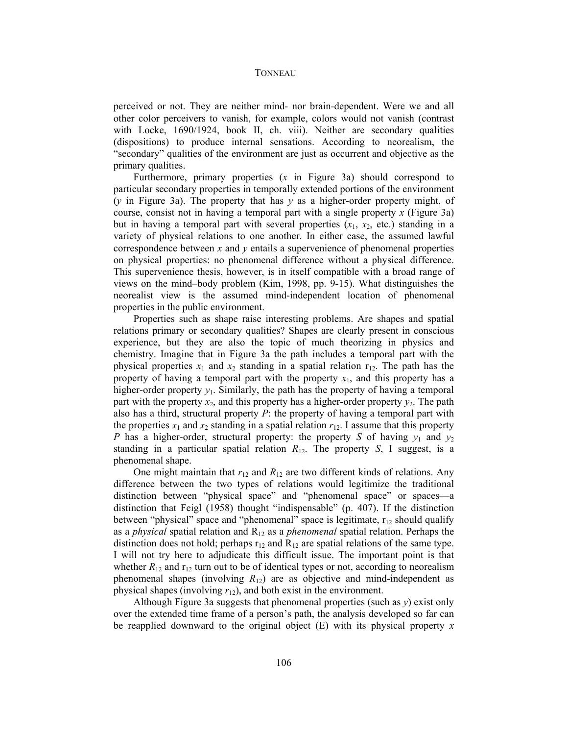perceived or not. They are neither mind- nor brain-dependent. Were we and all other color perceivers to vanish, for example, colors would not vanish (contrast with Locke, 1690/1924, book II, ch. viii). Neither are secondary qualities (dispositions) to produce internal sensations. According to neorealism, the "secondary" qualities of the environment are just as occurrent and objective as the primary qualities.

Furthermore, primary properties ($x$ in Figure 3a) should correspond to particular secondary properties in temporally extended portions of the environment ($y$ in Figure 3a). The property that has $y$ as a higher-order property might, of course, consist not in having a temporal part with a single property $x$ (Figure 3a) but in having a temporal part with several properties ($x_1$, $x_2$, etc.) standing in a variety of physical relations to one another. In either case, the assumed lawful correspondence between $x$ and $y$ entails a supervenience of phenomenal properties on physical properties: no phenomenal difference without a physical difference. This supervenience thesis, however, is in itself compatible with a broad range of views on the mind–body problem (Kim, 1998, pp. 9-15). What distinguishes the neorealist view is the assumed mind-independent location of phenomenal properties in the public environment.

Properties such as shape raise interesting problems. Are shapes and spatial relations primary or secondary qualities? Shapes are clearly present in conscious experience, but they are also the topic of much theorizing in physics and chemistry. Imagine that in Figure 3a the path includes a temporal part with the physical properties $x_1$ and $x_2$ standing in a spatial relation $r_{12}$. The path has the property of having a temporal part with the property $x_1$, and this property has a higher-order property $y_1$. Similarly, the path has the property of having a temporal part with the property $x_2$, and this property has a higher-order property $y_2$. The path also has a third, structural property $P$: the property of having a temporal part with the properties $x_1$ and $x_2$ standing in a spatial relation $r_{12}$. I assume that this property $P$ has a higher-order, structural property: the property $S$ of having $y_1$ and $y_2$ standing in a particular spatial relation $R_{12}$. The property $S$, I suggest, is a phenomenal shape.

One might maintain that $r_{12}$ and $R_{12}$ are two different kinds of relations. Any difference between the two types of relations would legitimize the traditional distinction between "physical space" and "phenomenal space" or spaces—a distinction that Feigl (1958) thought "indispensable" (p. 407). If the distinction between "physical" space and "phenomenal" space is legitimate, $r_{12}$ should qualify as a *physical* spatial relation and $R_{12}$ as a *phenomenal* spatial relation. Perhaps the distinction does not hold; perhaps $r_{12}$ and $R_{12}$ are spatial relations of the same type. I will not try here to adjudicate this difficult issue. The important point is that whether $R_{12}$ and $r_{12}$ turn out to be of identical types or not, according to neorealism phenomenal shapes (involving $R_{12}$) are as objective and mind-independent as physical shapes (involving $r_{12}$), and both exist in the environment.

Although Figure 3a suggests that phenomenal properties (such as $y$) exist only over the extended time frame of a person's path, the analysis developed so far can be reapplied downward to the original object (E) with its physical property $x$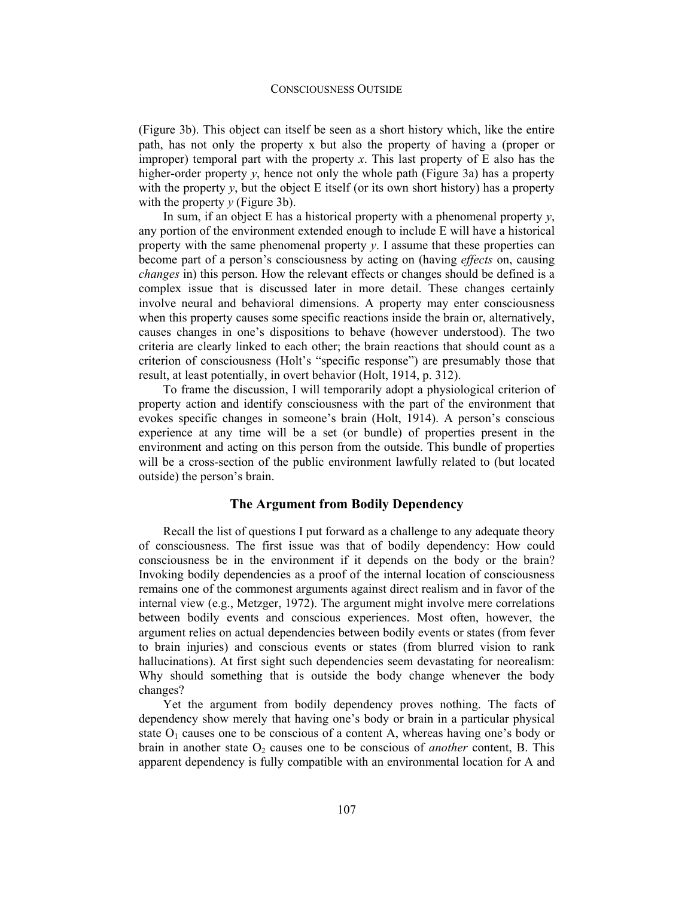(Figure 3b). This object can itself be seen as a short history which, like the entire path, has not only the property x but also the property of having a (proper or improper) temporal part with the property *x*. This last property of E also has the higher-order property *y*, hence not only the whole path (Figure 3a) has a property with the property *y*, but the object E itself (or its own short history) has a property with the property *y* (Figure 3b).

In sum, if an object E has a historical property with a phenomenal property *y*, any portion of the environment extended enough to include E will have a historical property with the same phenomenal property *y*. I assume that these properties can become part of a person's consciousness by acting on (having *effects* on, causing *changes* in) this person. How the relevant effects or changes should be defined is a complex issue that is discussed later in more detail. These changes certainly involve neural and behavioral dimensions. A property may enter consciousness when this property causes some specific reactions inside the brain or, alternatively, causes changes in one's dispositions to behave (however understood). The two criteria are clearly linked to each other; the brain reactions that should count as a criterion of consciousness (Holt's "specific response") are presumably those that result, at least potentially, in overt behavior (Holt, 1914, p. 312).

To frame the discussion, I will temporarily adopt a physiological criterion of property action and identify consciousness with the part of the environment that evokes specific changes in someone's brain (Holt, 1914). A person's conscious experience at any time will be a set (or bundle) of properties present in the environment and acting on this person from the outside. This bundle of properties will be a cross-section of the public environment lawfully related to (but located outside) the person's brain.

## The Argument from Bodily Dependency

Recall the list of questions I put forward as a challenge to any adequate theory of consciousness. The first issue was that of bodily dependency: How could consciousness be in the environment if it depends on the body or the brain? Invoking bodily dependencies as a proof of the internal location of consciousness remains one of the commonest arguments against direct realism and in favor of the internal view (e.g., Metzger, 1972). The argument might involve mere correlations between bodily events and conscious experiences. Most often, however, the argument relies on actual dependencies between bodily events or states (from fever to brain injuries) and conscious events or states (from blurred vision to rank hallucinations). At first sight such dependencies seem devastating for neorealism: Why should something that is outside the body change whenever the body changes?

Yet the argument from bodily dependency proves nothing. The facts of dependency show merely that having one's body or brain in a particular physical state $O_1$ causes one to be conscious of a content A, whereas having one's body or brain in another state $O_2$ causes one to be conscious of *another* content, B. This apparent dependency is fully compatible with an environmental location for A and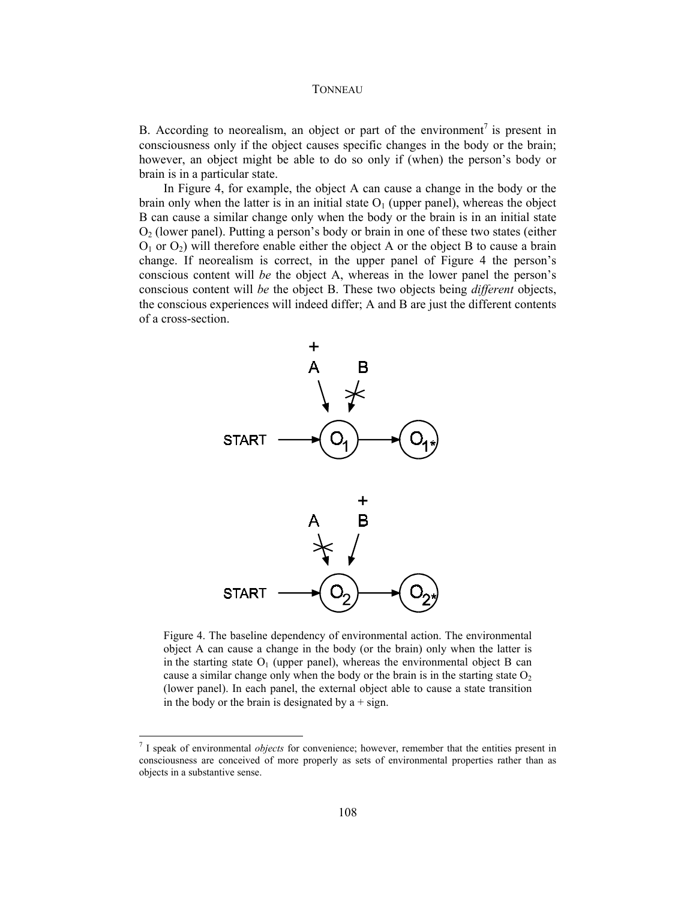B. According to neorealism, an object or part of the environment[7] is present in consciousness only if the object causes specific changes in the body or the brain; however, an object might be able to do so only if (when) the person's body or brain is in a particular state.

In Figure 4, for example, the object A can cause a change in the body or the brain only when the latter is in an initial state $O_1$ (upper panel), whereas the object B can cause a similar change only when the body or the brain is in an initial state $O_2$ (lower panel). Putting a person's body or brain in one of these two states (either $O_1$ or $O_2$) will therefore enable either the object A or the object B to cause a brain change. If neorealism is correct, in the upper panel of Figure 4 the person's conscious content will *be* the object A, whereas in the lower panel the person's conscious content will *be* the object B. These two objects being *different* objects, the conscious experiences will indeed differ; A and B are just the different contents of a cross-section.

Figure 4. The baseline dependency of environmental action. The environmental object A can cause a change in the body (or the brain) only when the latter is in the starting state $O_1$ (upper panel), whereas the environmental object B can cause a similar change only when the body or the brain is in the starting state $O_2$ (lower panel). In each panel, the external object able to cause a state transition in the body or the brain is designated by a + sign.

[7] I speak of environmental *objects* for convenience; however, remember that the entities present in consciousness are conceived of more properly as sets of environmental properties rather than as objects in a substantive sense.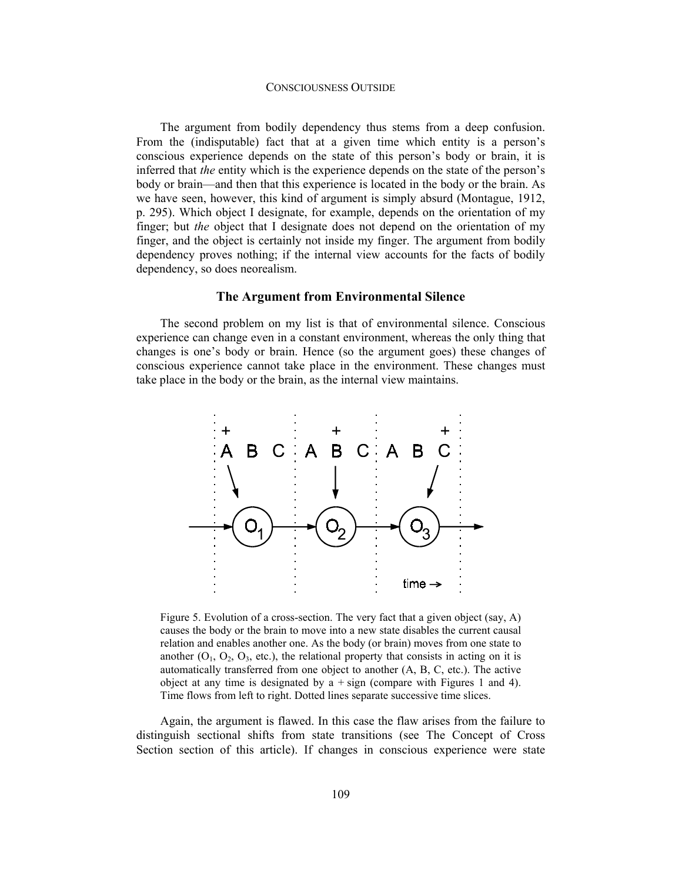The argument from bodily dependency thus stems from a deep confusion. From the (indisputable) fact that at a given time which entity is a person's conscious experience depends on the state of this person's body or brain, it is inferred that *the* entity which is the experience depends on the state of the person's body or brain—and then that this experience is located in the body or the brain. As we have seen, however, this kind of argument is simply absurd (Montague, 1912, p. 295). Which object I designate, for example, depends on the orientation of my finger; but *the* object that I designate does not depend on the orientation of my finger, and the object is certainly not inside my finger. The argument from bodily dependency proves nothing; if the internal view accounts for the facts of bodily dependency, so does neorealism.

## The Argument from Environmental Silence

The second problem on my list is that of environmental silence. Conscious experience can change even in a constant environment, whereas the only thing that changes is one's body or brain. Hence (so the argument goes) these changes of conscious experience cannot take place in the environment. These changes must take place in the body or the brain, as the internal view maintains.

Figure 5. Evolution of a cross-section. The very fact that a given object (say, A) causes the body or the brain to move into a new state disables the current causal relation and enables another one. As the body (or brain) moves from one state to another ($O_1$, $O_2$, $O_3$, etc.), the relational property that consists in acting on it is automatically transferred from one object to another (A, B, C, etc.). The active object at any time is designated by a + sign (compare with Figures 1 and 4). Time flows from left to right. Dotted lines separate successive time slices.

Again, the argument is flawed. In this case the flaw arises from the failure to distinguish sectional shifts from state transitions (see The Concept of Cross Section section of this article). If changes in conscious experience were state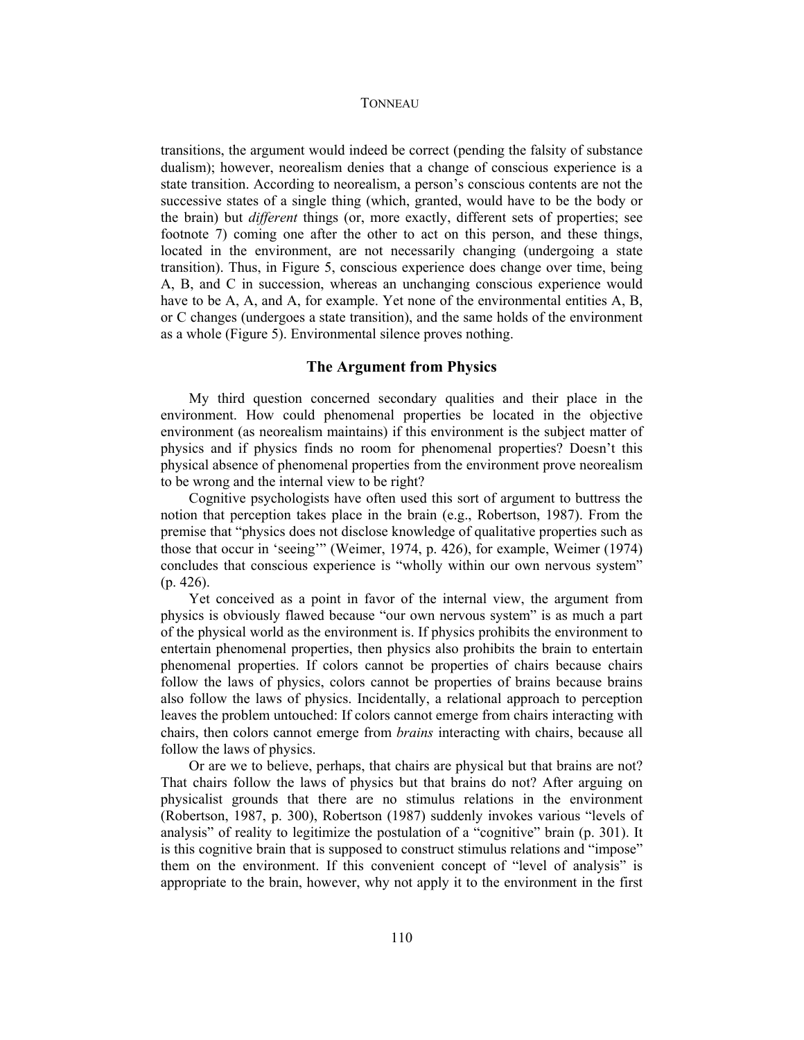transitions, the argument would indeed be correct (pending the falsity of substance dualism); however, neorealism denies that a change of conscious experience is a state transition. According to neorealism, a person's conscious contents are not the successive states of a single thing (which, granted, would have to be the body or the brain) but *different* things (or, more exactly, different sets of properties; see footnote 7) coming one after the other to act on this person, and these things, located in the environment, are not necessarily changing (undergoing a state transition). Thus, in Figure 5, conscious experience does change over time, being A, B, and C in succession, whereas an unchanging conscious experience would have to be A, A, and A, for example. Yet none of the environmental entities A, B, or C changes (undergoes a state transition), and the same holds of the environment as a whole (Figure 5). Environmental silence proves nothing.

## The Argument from Physics

My third question concerned secondary qualities and their place in the environment. How could phenomenal properties be located in the objective environment (as neorealism maintains) if this environment is the subject matter of physics and if physics finds no room for phenomenal properties? Doesn't this physical absence of phenomenal properties from the environment prove neorealism to be wrong and the internal view to be right?

Cognitive psychologists have often used this sort of argument to buttress the notion that perception takes place in the brain (e.g., Robertson, 1987). From the premise that "physics does not disclose knowledge of qualitative properties such as those that occur in 'seeing'" (Weimer, 1974, p. 426), for example, Weimer (1974) concludes that conscious experience is "wholly within our own nervous system" (p. 426).

Yet conceived as a point in favor of the internal view, the argument from physics is obviously flawed because "our own nervous system" is as much a part of the physical world as the environment is. If physics prohibits the environment to entertain phenomenal properties, then physics also prohibits the brain to entertain phenomenal properties. If colors cannot be properties of chairs because chairs follow the laws of physics, colors cannot be properties of brains because brains also follow the laws of physics. Incidentally, a relational approach to perception leaves the problem untouched: If colors cannot emerge from chairs interacting with chairs, then colors cannot emerge from *brains* interacting with chairs, because all follow the laws of physics.

Or are we to believe, perhaps, that chairs are physical but that brains are not? That chairs follow the laws of physics but that brains do not? After arguing on physicalist grounds that there are no stimulus relations in the environment (Robertson, 1987, p. 300), Robertson (1987) suddenly invokes various "levels of analysis" of reality to legitimize the postulation of a "cognitive" brain (p. 301). It is this cognitive brain that is supposed to construct stimulus relations and "impose" them on the environment. If this convenient concept of "level of analysis" is appropriate to the brain, however, why not apply it to the environment in the first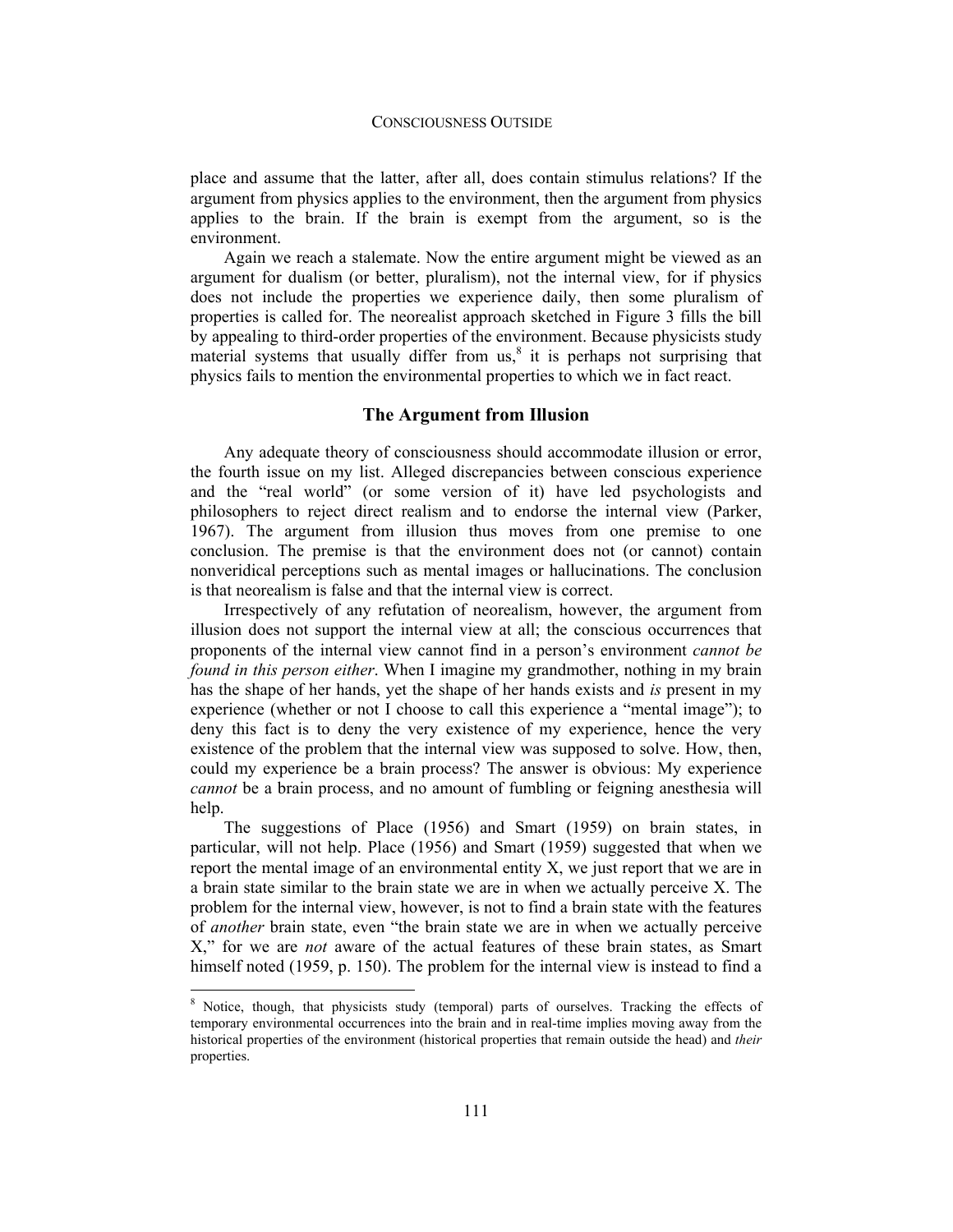place and assume that the latter, after all, does contain stimulus relations? If the argument from physics applies to the environment, then the argument from physics applies to the brain. If the brain is exempt from the argument, so is the environment.

Again we reach a stalemate. Now the entire argument might be viewed as an argument for dualism (or better, pluralism), not the internal view, for if physics does not include the properties we experience daily, then some pluralism of properties is called for. The neorealist approach sketched in Figure 3 fills the bill by appealing to third-order properties of the environment. Because physicists study material systems that usually differ from us,[8] it is perhaps not surprising that physics fails to mention the environmental properties to which we in fact react.

## The Argument from Illusion

Any adequate theory of consciousness should accommodate illusion or error, the fourth issue on my list. Alleged discrepancies between conscious experience and the "real world" (or some version of it) have led psychologists and philosophers to reject direct realism and to endorse the internal view (Parker, 1967). The argument from illusion thus moves from one premise to one conclusion. The premise is that the environment does not (or cannot) contain nonveridical perceptions such as mental images or hallucinations. The conclusion is that neorealism is false and that the internal view is correct.

Irrespectively of any refutation of neorealism, however, the argument from illusion does not support the internal view at all; the conscious occurrences that proponents of the internal view cannot find in a person's environment *cannot be found in this person either*. When I imagine my grandmother, nothing in my brain has the shape of her hands, yet the shape of her hands exists and *is* present in my experience (whether or not I choose to call this experience a "mental image"); to deny this fact is to deny the very existence of my experience, hence the very existence of the problem that the internal view was supposed to solve. How, then, could my experience be a brain process? The answer is obvious: My experience *cannot* be a brain process, and no amount of fumbling or feigning anesthesia will help.

The suggestions of Place (1956) and Smart (1959) on brain states, in particular, will not help. Place (1956) and Smart (1959) suggested that when we report the mental image of an environmental entity X, we just report that we are in a brain state similar to the brain state we are in when we actually perceive X. The problem for the internal view, however, is not to find a brain state with the features of *another* brain state, even "the brain state we are in when we actually perceive X," for we are *not* aware of the actual features of these brain states, as Smart himself noted (1959, p. 150). The problem for the internal view is instead to find a

---

[8] Notice, though, that physicists study (temporal) parts of ourselves. Tracking the effects of temporary environmental occurrences into the brain and in real-time implies moving away from the historical properties of the environment (historical properties that remain outside the head) and *their* properties.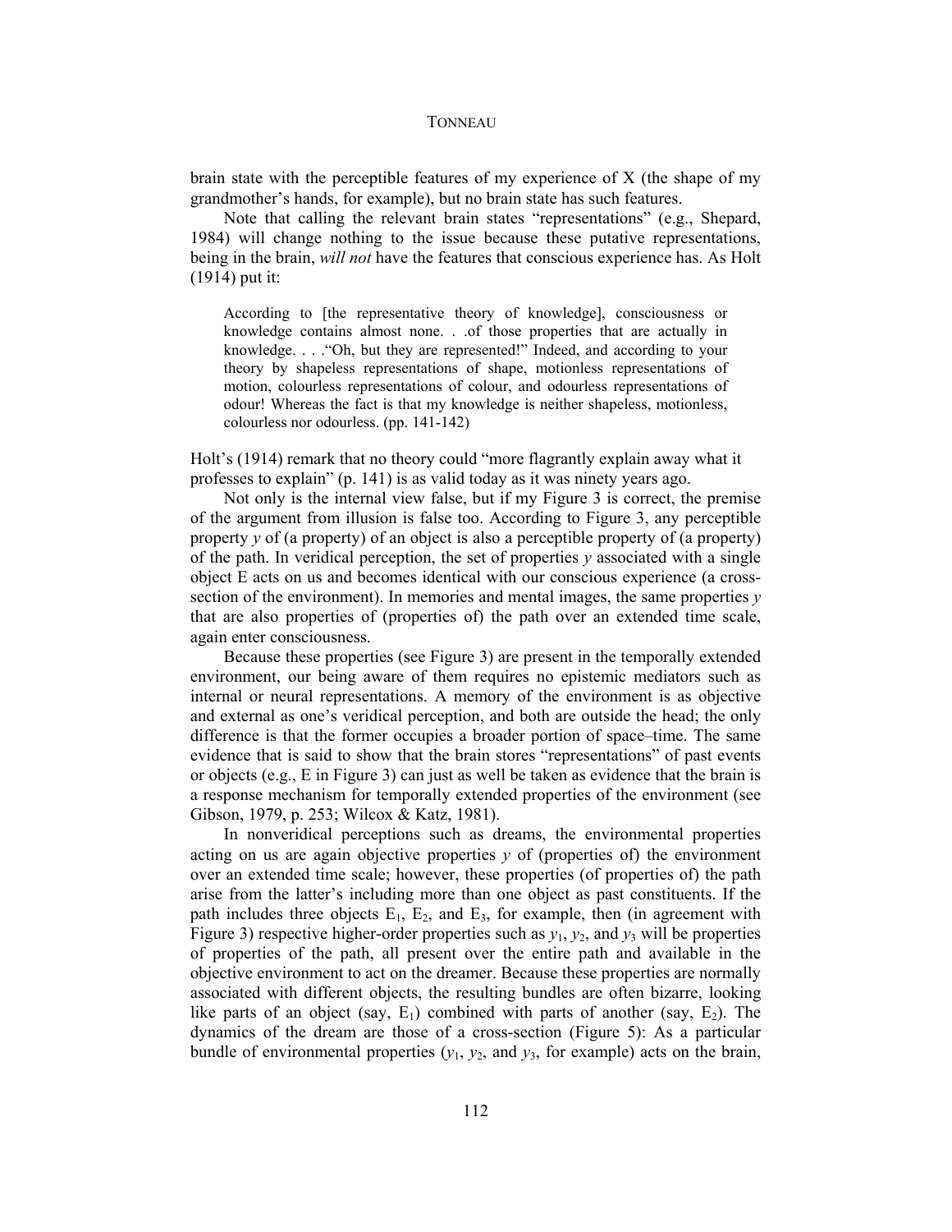brain state with the perceptible features of my experience of X (the shape of my grandmother's hands, for example), but no brain state has such features.

Note that calling the relevant brain states "representations" (e.g., Shepard, 1984) will change nothing to the issue because these putative representations, being in the brain, *will not* have the features that conscious experience has. As Holt (1914) put it:

> According to [the representative theory of knowledge], consciousness or knowledge contains almost none. . .of those properties that are actually in knowledge. . . ."Oh, but they are represented!" Indeed, and according to your theory by shapeless representations of shape, motionless representations of motion, colourless representations of colour, and odourless representations of odour! Whereas the fact is that my knowledge is neither shapeless, motionless, colourless nor odourless. (pp. 141-142)

Holt's (1914) remark that no theory could "more flagrantly explain away what it professes to explain" (p. 141) is as valid today as it was ninety years ago.

Not only is the internal view false, but if my Figure 3 is correct, the premise of the argument from illusion is false too. According to Figure 3, any perceptible property $y$ of (a property) of an object is also a perceptible property of (a property) of the path. In veridical perception, the set of properties $y$ associated with a single object E acts on us and becomes identical with our conscious experience (a cross-section of the environment). In memories and mental images, the same properties $y$ that are also properties of (properties of) the path over an extended time scale, again enter consciousness.

Because these properties (see Figure 3) are present in the temporally extended environment, our being aware of them requires no epistemic mediators such as internal or neural representations. A memory of the environment is as objective and external as one's veridical perception, and both are outside the head; the only difference is that the former occupies a broader portion of space–time. The same evidence that is said to show that the brain stores "representations" of past events or objects (e.g., E in Figure 3) can just as well be taken as evidence that the brain is a response mechanism for temporally extended properties of the environment (see Gibson, 1979, p. 253; Wilcox & Katz, 1981).

In nonveridical perceptions such as dreams, the environmental properties acting on us are again objective properties $y$ of (properties of) the environment over an extended time scale; however, these properties (of properties of) the path arise from the latter's including more than one object as past constituents. If the path includes three objects $E_1$, $E_2$, and $E_3$, for example, then (in agreement with Figure 3) respective higher-order properties such as $y_1$, $y_2$, and $y_3$ will be properties of properties of the path, all present over the entire path and available in the objective environment to act on the dreamer. Because these properties are normally associated with different objects, the resulting bundles are often bizarre, looking like parts of an object (say, $E_1$) combined with parts of another (say, $E_2$). The dynamics of the dream are those of a cross-section (Figure 5): As a particular bundle of environmental properties ($y_1$, $y_2$, and $y_3$, for example) acts on the brain,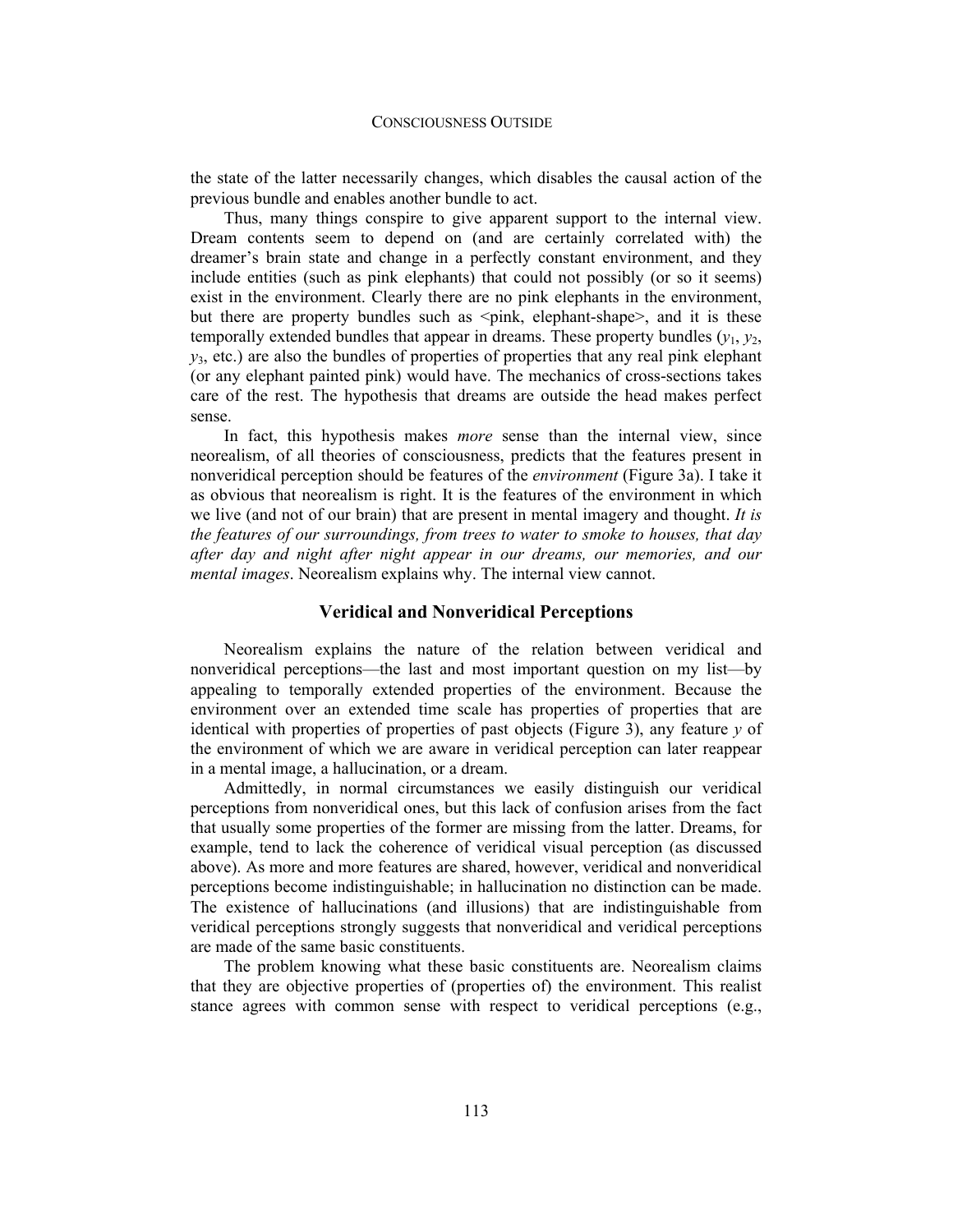the state of the latter necessarily changes, which disables the causal action of the previous bundle and enables another bundle to act.

Thus, many things conspire to give apparent support to the internal view. Dream contents seem to depend on (and are certainly correlated with) the dreamer's brain state and change in a perfectly constant environment, and they include entities (such as pink elephants) that could not possibly (or so it seems) exist in the environment. Clearly there are no pink elephants in the environment, but there are property bundles such as <pink, elephant-shape>, and it is these temporally extended bundles that appear in dreams. These property bundles ($y_1$, $y_2$, $y_3$, etc.) are also the bundles of properties of properties that any real pink elephant (or any elephant painted pink) would have. The mechanics of cross-sections takes care of the rest. The hypothesis that dreams are outside the head makes perfect sense.

In fact, this hypothesis makes *more* sense than the internal view, since neorealism, of all theories of consciousness, predicts that the features present in nonveridical perception should be features of the *environment* (Figure 3a). I take it as obvious that neorealism is right. It is the features of the environment in which we live (and not of our brain) that are present in mental imagery and thought. *It is the features of our surroundings, from trees to water to smoke to houses, that day after day and night after night appear in our dreams, our memories, and our mental images*. Neorealism explains why. The internal view cannot.

## Veridical and Nonveridical Perceptions

Neorealism explains the nature of the relation between veridical and nonveridical perceptions—the last and most important question on my list—by appealing to temporally extended properties of the environment. Because the environment over an extended time scale has properties of properties that are identical with properties of properties of past objects (Figure 3), any feature $y$ of the environment of which we are aware in veridical perception can later reappear in a mental image, a hallucination, or a dream.

Admittedly, in normal circumstances we easily distinguish our veridical perceptions from nonveridical ones, but this lack of confusion arises from the fact that usually some properties of the former are missing from the latter. Dreams, for example, tend to lack the coherence of veridical visual perception (as discussed above). As more and more features are shared, however, veridical and nonveridical perceptions become indistinguishable; in hallucination no distinction can be made. The existence of hallucinations (and illusions) that are indistinguishable from veridical perceptions strongly suggests that nonveridical and veridical perceptions are made of the same basic constituents.

The problem knowing what these basic constituents are. Neorealism claims that they are objective properties of (properties of) the environment. This realist stance agrees with common sense with respect to veridical perceptions (e.g.,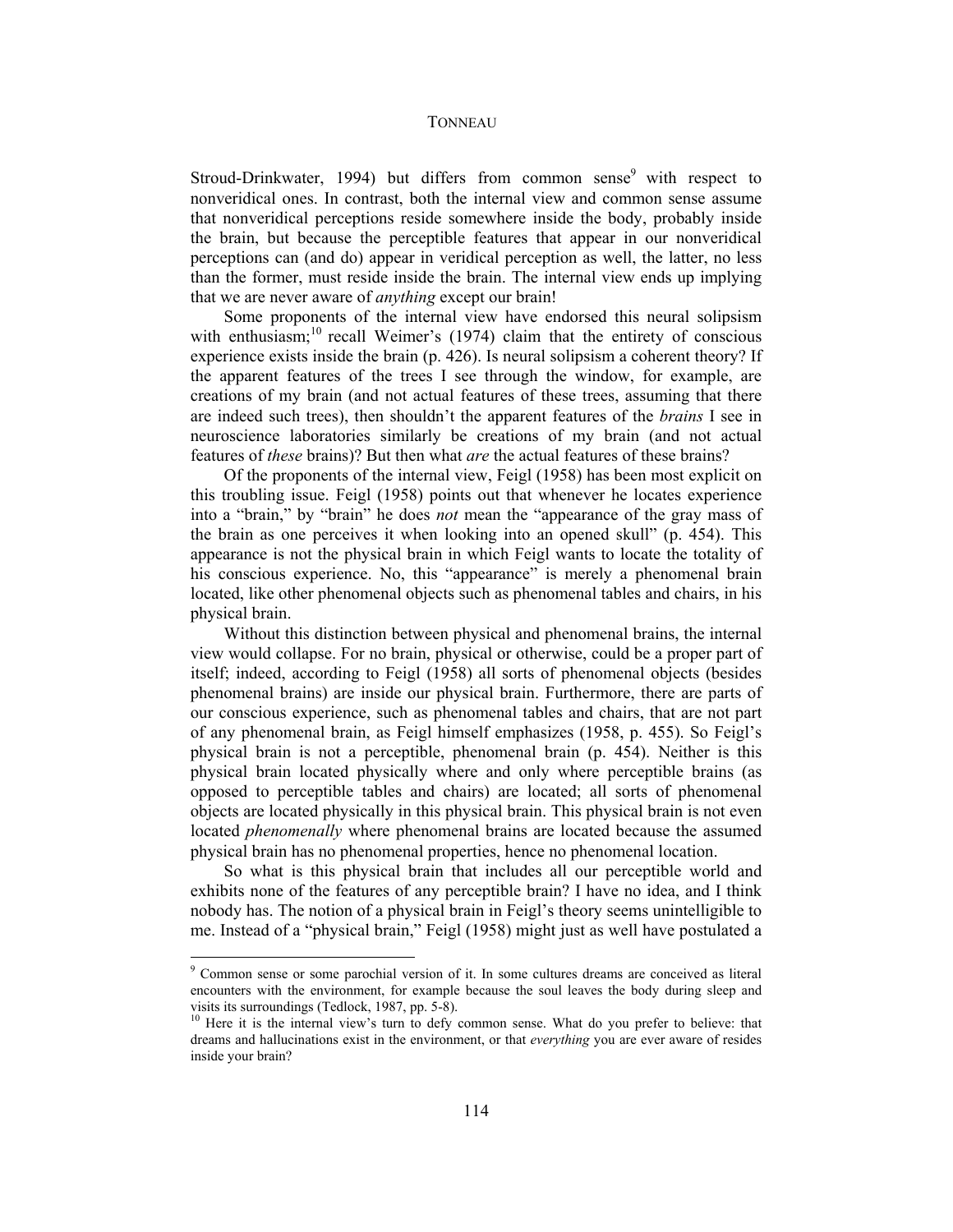Stroud-Drinkwater, 1994) but differs from common sense[9] with respect to nonveridical ones. In contrast, both the internal view and common sense assume that nonveridical perceptions reside somewhere inside the body, probably inside the brain, but because the perceptible features that appear in our nonveridical perceptions can (and do) appear in veridical perception as well, the latter, no less than the former, must reside inside the brain. The internal view ends up implying that we are never aware of *anything* except our brain!

Some proponents of the internal view have endorsed this neural solipsism with enthusiasm;[10] recall Weimer's (1974) claim that the entirety of conscious experience exists inside the brain (p. 426). Is neural solipsism a coherent theory? If the apparent features of the trees I see through the window, for example, are creations of my brain (and not actual features of these trees, assuming that there are indeed such trees), then shouldn't the apparent features of the *brains* I see in neuroscience laboratories similarly be creations of my brain (and not actual features of *these* brains)? But then what *are* the actual features of these brains?

Of the proponents of the internal view, Feigl (1958) has been most explicit on this troubling issue. Feigl (1958) points out that whenever he locates experience into a "brain," by "brain" he does *not* mean the "appearance of the gray mass of the brain as one perceives it when looking into an opened skull" (p. 454). This appearance is not the physical brain in which Feigl wants to locate the totality of his conscious experience. No, this "appearance" is merely a phenomenal brain located, like other phenomenal objects such as phenomenal tables and chairs, in his physical brain.

Without this distinction between physical and phenomenal brains, the internal view would collapse. For no brain, physical or otherwise, could be a proper part of itself; indeed, according to Feigl (1958) all sorts of phenomenal objects (besides phenomenal brains) are inside our physical brain. Furthermore, there are parts of our conscious experience, such as phenomenal tables and chairs, that are not part of any phenomenal brain, as Feigl himself emphasizes (1958, p. 455). So Feigl's physical brain is not a perceptible, phenomenal brain (p. 454). Neither is this physical brain located physically where and only where perceptible brains (as opposed to perceptible tables and chairs) are located; all sorts of phenomenal objects are located physically in this physical brain. This physical brain is not even located *phenomenally* where phenomenal brains are located because the assumed physical brain has no phenomenal properties, hence no phenomenal location.

So what is this physical brain that includes all our perceptible world and exhibits none of the features of any perceptible brain? I have no idea, and I think nobody has. The notion of a physical brain in Feigl's theory seems unintelligible to me. Instead of a "physical brain," Feigl (1958) might just as well have postulated a

---

[9] Common sense or some parochial version of it. In some cultures dreams are conceived as literal encounters with the environment, for example because the soul leaves the body during sleep and visits its surroundings (Tedlock, 1987, pp. 5-8).

[10] Here it is the internal view's turn to defy common sense. What do you prefer to believe: that dreams and hallucinations exist in the environment, or that *everything* you are ever aware of resides inside your brain?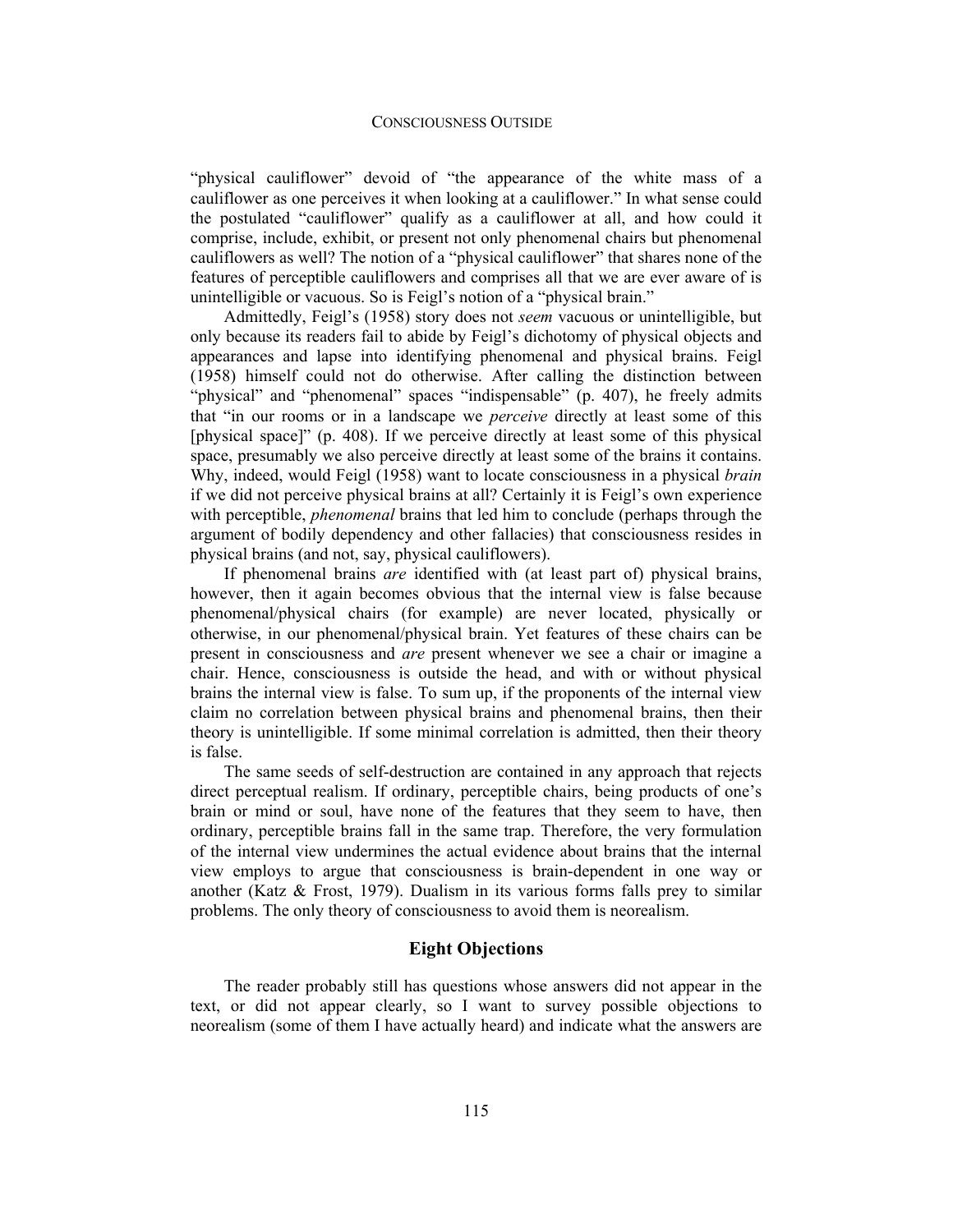"physical cauliflower" devoid of "the appearance of the white mass of a cauliflower as one perceives it when looking at a cauliflower." In what sense could the postulated "cauliflower" qualify as a cauliflower at all, and how could it comprise, include, exhibit, or present not only phenomenal chairs but phenomenal cauliflowers as well? The notion of a "physical cauliflower" that shares none of the features of perceptible cauliflowers and comprises all that we are ever aware of is unintelligible or vacuous. So is Feigl's notion of a "physical brain."

Admittedly, Feigl's (1958) story does not *seem* vacuous or unintelligible, but only because its readers fail to abide by Feigl's dichotomy of physical objects and appearances and lapse into identifying phenomenal and physical brains. Feigl (1958) himself could not do otherwise. After calling the distinction between "physical" and "phenomenal" spaces "indispensable" (p. 407), he freely admits that "in our rooms or in a landscape we *perceive* directly at least some of this [physical space]" (p. 408). If we perceive directly at least some of this physical space, presumably we also perceive directly at least some of the brains it contains. Why, indeed, would Feigl (1958) want to locate consciousness in a physical *brain* if we did not perceive physical brains at all? Certainly it is Feigl's own experience with perceptible, *phenomenal* brains that led him to conclude (perhaps through the argument of bodily dependency and other fallacies) that consciousness resides in physical brains (and not, say, physical cauliflowers).

If phenomenal brains *are* identified with (at least part of) physical brains, however, then it again becomes obvious that the internal view is false because phenomenal/physical chairs (for example) are never located, physically or otherwise, in our phenomenal/physical brain. Yet features of these chairs can be present in consciousness and *are* present whenever we see a chair or imagine a chair. Hence, consciousness is outside the head, and with or without physical brains the internal view is false. To sum up, if the proponents of the internal view claim no correlation between physical brains and phenomenal brains, then their theory is unintelligible. If some minimal correlation is admitted, then their theory is false.

The same seeds of self-destruction are contained in any approach that rejects direct perceptual realism. If ordinary, perceptible chairs, being products of one's brain or mind or soul, have none of the features that they seem to have, then ordinary, perceptible brains fall in the same trap. Therefore, the very formulation of the internal view undermines the actual evidence about brains that the internal view employs to argue that consciousness is brain-dependent in one way or another (Katz & Frost, 1979). Dualism in its various forms falls prey to similar problems. The only theory of consciousness to avoid them is neorealism.

## Eight Objections

The reader probably still has questions whose answers did not appear in the text, or did not appear clearly, so I want to survey possible objections to neorealism (some of them I have actually heard) and indicate what the answers are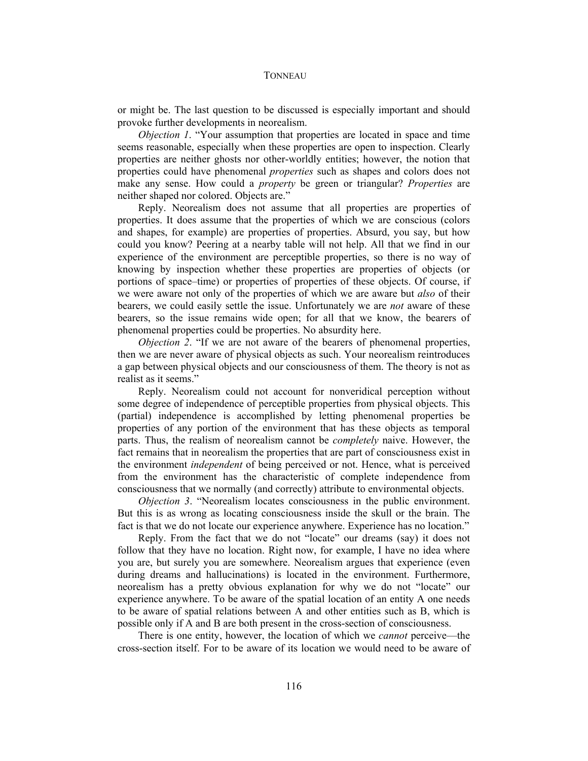or might be. The last question to be discussed is especially important and should provoke further developments in neorealism.

*Objection 1*. "Your assumption that properties are located in space and time seems reasonable, especially when these properties are open to inspection. Clearly properties are neither ghosts nor other-worldly entities; however, the notion that properties could have phenomenal *properties* such as shapes and colors does not make any sense. How could a *property* be green or triangular? *Properties* are neither shaped nor colored. Objects are."

Reply. Neorealism does not assume that all properties are properties of properties. It does assume that the properties of which we are conscious (colors and shapes, for example) are properties of properties. Absurd, you say, but how could you know? Peering at a nearby table will not help. All that we find in our experience of the environment are perceptible properties, so there is no way of knowing by inspection whether these properties are properties of objects (or portions of space–time) or properties of properties of these objects. Of course, if we were aware not only of the properties of which we are aware but *also* of their bearers, we could easily settle the issue. Unfortunately we are *not* aware of these bearers, so the issue remains wide open; for all that we know, the bearers of phenomenal properties could be properties. No absurdity here.

*Objection 2*. "If we are not aware of the bearers of phenomenal properties, then we are never aware of physical objects as such. Your neorealism reintroduces a gap between physical objects and our consciousness of them. The theory is not as realist as it seems."

Reply. Neorealism could not account for nonveridical perception without some degree of independence of perceptible properties from physical objects. This (partial) independence is accomplished by letting phenomenal properties be properties of any portion of the environment that has these objects as temporal parts. Thus, the realism of neorealism cannot be *completely* naive. However, the fact remains that in neorealism the properties that are part of consciousness exist in the environment *independent* of being perceived or not. Hence, what is perceived from the environment has the characteristic of complete independence from consciousness that we normally (and correctly) attribute to environmental objects.

*Objection 3*. "Neorealism locates consciousness in the public environment. But this is as wrong as locating consciousness inside the skull or the brain. The fact is that we do not locate our experience anywhere. Experience has no location."

Reply. From the fact that we do not "locate" our dreams (say) it does not follow that they have no location. Right now, for example, I have no idea where you are, but surely you are somewhere. Neorealism argues that experience (even during dreams and hallucinations) is located in the environment. Furthermore, neorealism has a pretty obvious explanation for why we do not "locate" our experience anywhere. To be aware of the spatial location of an entity A one needs to be aware of spatial relations between A and other entities such as B, which is possible only if A and B are both present in the cross-section of consciousness.

There is one entity, however, the location of which we *cannot* perceive—the cross-section itself. For to be aware of its location we would need to be aware of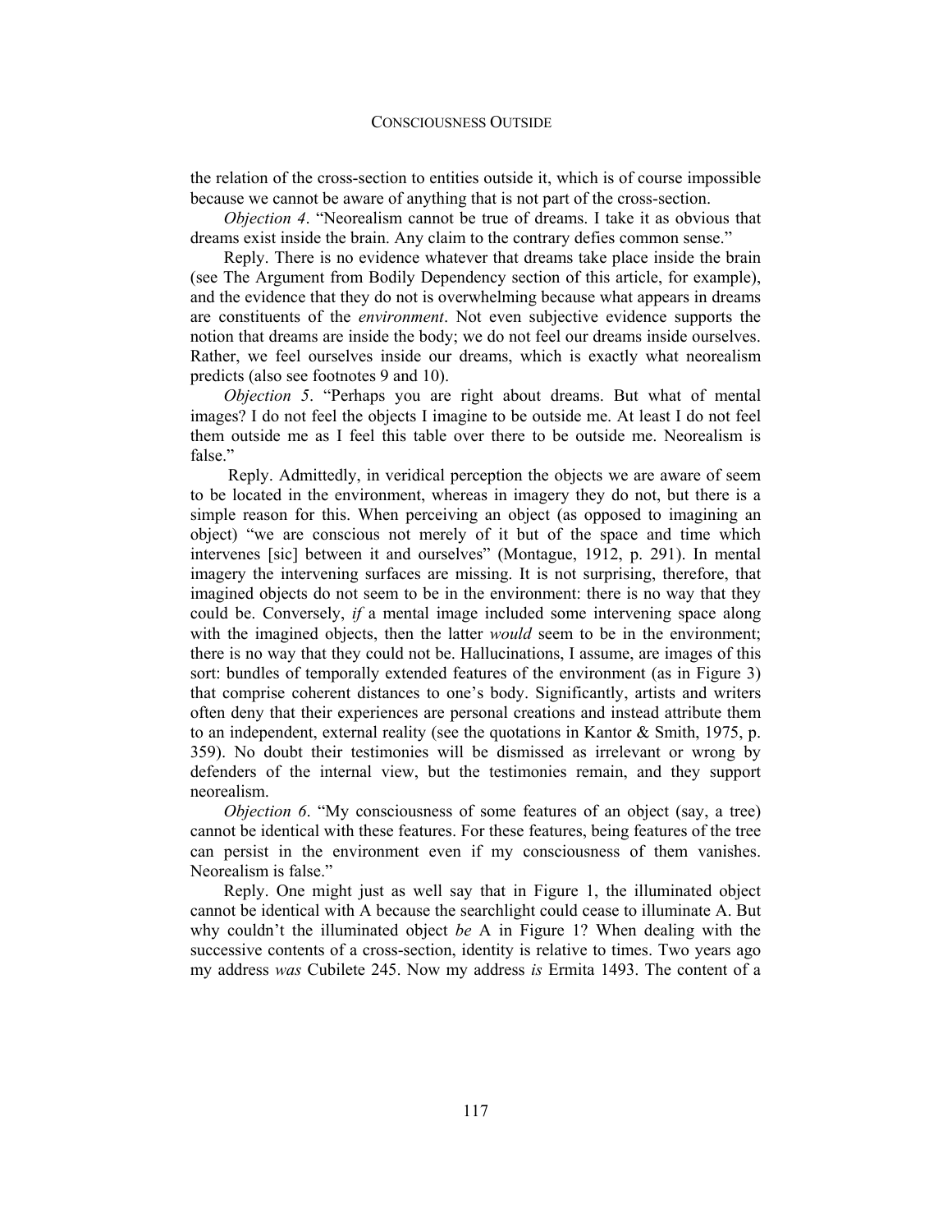the relation of the cross-section to entities outside it, which is of course impossible because we cannot be aware of anything that is not part of the cross-section.

*Objection 4*. "Neorealism cannot be true of dreams. I take it as obvious that dreams exist inside the brain. Any claim to the contrary defies common sense."

Reply. There is no evidence whatever that dreams take place inside the brain (see The Argument from Bodily Dependency section of this article, for example), and the evidence that they do not is overwhelming because what appears in dreams are constituents of the *environment*. Not even subjective evidence supports the notion that dreams are inside the body; we do not feel our dreams inside ourselves. Rather, we feel ourselves inside our dreams, which is exactly what neorealism predicts (also see footnotes 9 and 10).

*Objection 5*. "Perhaps you are right about dreams. But what of mental images? I do not feel the objects I imagine to be outside me. At least I do not feel them outside me as I feel this table over there to be outside me. Neorealism is false."

Reply. Admittedly, in veridical perception the objects we are aware of seem to be located in the environment, whereas in imagery they do not, but there is a simple reason for this. When perceiving an object (as opposed to imagining an object) "we are conscious not merely of it but of the space and time which intervenes [sic] between it and ourselves" (Montague, 1912, p. 291). In mental imagery the intervening surfaces are missing. It is not surprising, therefore, that imagined objects do not seem to be in the environment: there is no way that they could be. Conversely, *if* a mental image included some intervening space along with the imagined objects, then the latter *would* seem to be in the environment; there is no way that they could not be. Hallucinations, I assume, are images of this sort: bundles of temporally extended features of the environment (as in Figure 3) that comprise coherent distances to one's body. Significantly, artists and writers often deny that their experiences are personal creations and instead attribute them to an independent, external reality (see the quotations in Kantor & Smith, 1975, p. 359). No doubt their testimonies will be dismissed as irrelevant or wrong by defenders of the internal view, but the testimonies remain, and they support neorealism.

*Objection 6*. "My consciousness of some features of an object (say, a tree) cannot be identical with these features. For these features, being features of the tree can persist in the environment even if my consciousness of them vanishes. Neorealism is false."

Reply. One might just as well say that in Figure 1, the illuminated object cannot be identical with A because the searchlight could cease to illuminate A. But why couldn't the illuminated object *be* A in Figure 1? When dealing with the successive contents of a cross-section, identity is relative to times. Two years ago my address *was* Cubilete 245. Now my address *is* Ermita 1493. The content of a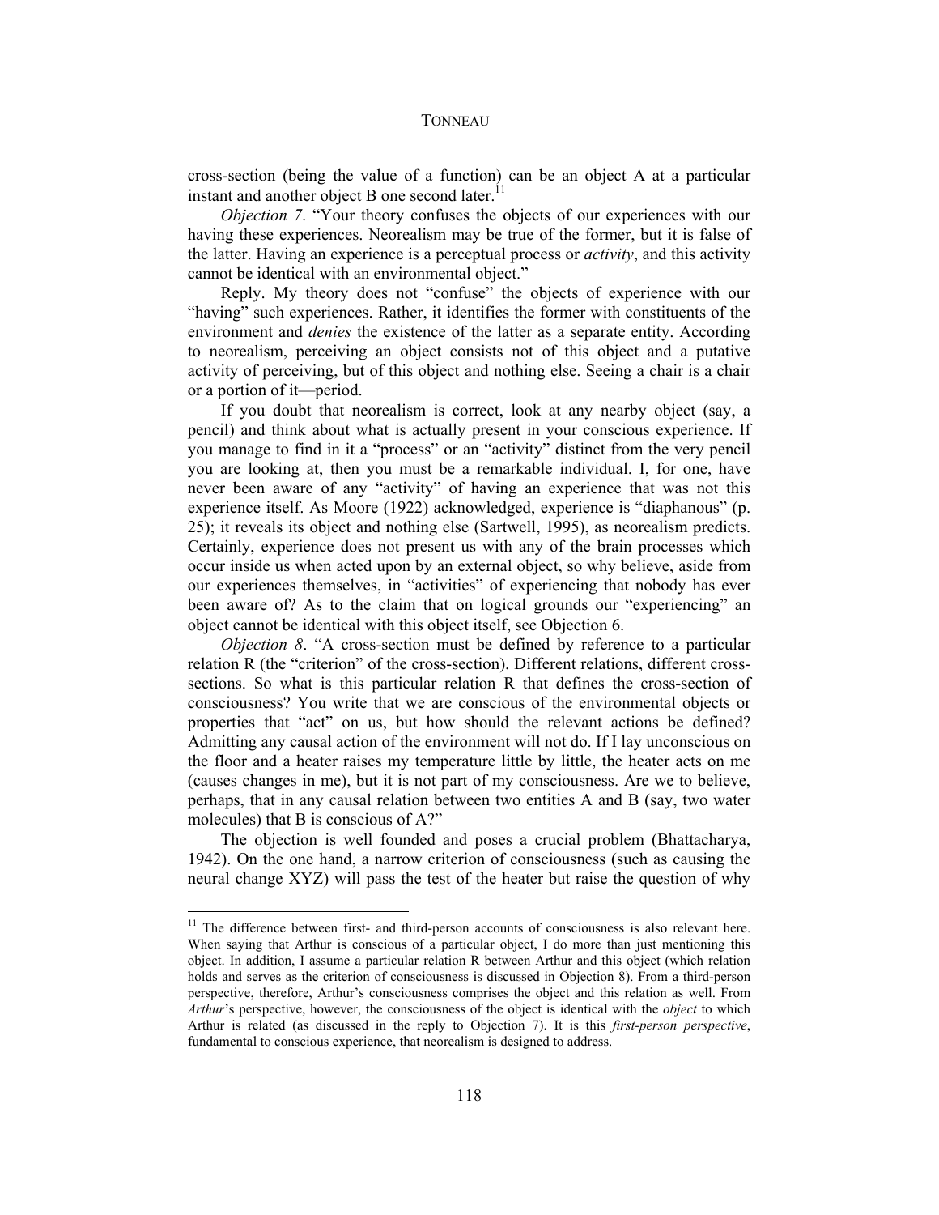cross-section (being the value of a function) can be an object A at a particular instant and another object B one second later.[11]

*Objection 7*. "Your theory confuses the objects of our experiences with our having these experiences. Neorealism may be true of the former, but it is false of the latter. Having an experience is a perceptual process or *activity*, and this activity cannot be identical with an environmental object."

Reply. My theory does not "confuse" the objects of experience with our "having" such experiences. Rather, it identifies the former with constituents of the environment and *denies* the existence of the latter as a separate entity. According to neorealism, perceiving an object consists not of this object and a putative activity of perceiving, but of this object and nothing else. Seeing a chair is a chair or a portion of it—period.

If you doubt that neorealism is correct, look at any nearby object (say, a pencil) and think about what is actually present in your conscious experience. If you manage to find in it a "process" or an "activity" distinct from the very pencil you are looking at, then you must be a remarkable individual. I, for one, have never been aware of any "activity" of having an experience that was not this experience itself. As Moore (1922) acknowledged, experience is "diaphanous" (p. 25); it reveals its object and nothing else (Sartwell, 1995), as neorealism predicts. Certainly, experience does not present us with any of the brain processes which occur inside us when acted upon by an external object, so why believe, aside from our experiences themselves, in "activities" of experiencing that nobody has ever been aware of? As to the claim that on logical grounds our "experiencing" an object cannot be identical with this object itself, see Objection 6.

*Objection 8*. "A cross-section must be defined by reference to a particular relation R (the "criterion" of the cross-section). Different relations, different cross-sections. So what is this particular relation R that defines the cross-section of consciousness? You write that we are conscious of the environmental objects or properties that "act" on us, but how should the relevant actions be defined? Admitting any causal action of the environment will not do. If I lay unconscious on the floor and a heater raises my temperature little by little, the heater acts on me (causes changes in me), but it is not part of my consciousness. Are we to believe, perhaps, that in any causal relation between two entities A and B (say, two water molecules) that B is conscious of A?"

The objection is well founded and poses a crucial problem (Bhattacharya, 1942). On the one hand, a narrow criterion of consciousness (such as causing the neural change XYZ) will pass the test of the heater but raise the question of why

---

[11] The difference between first- and third-person accounts of consciousness is also relevant here. When saying that Arthur is conscious of a particular object, I do more than just mentioning this object. In addition, I assume a particular relation R between Arthur and this object (which relation holds and serves as the criterion of consciousness is discussed in Objection 8). From a third-person perspective, therefore, Arthur's consciousness comprises the object and this relation as well. From *Arthur*'s perspective, however, the consciousness of the object is identical with the *object* to which Arthur is related (as discussed in the reply to Objection 7). It is this *first-person perspective*, fundamental to conscious experience, that neorealism is designed to address.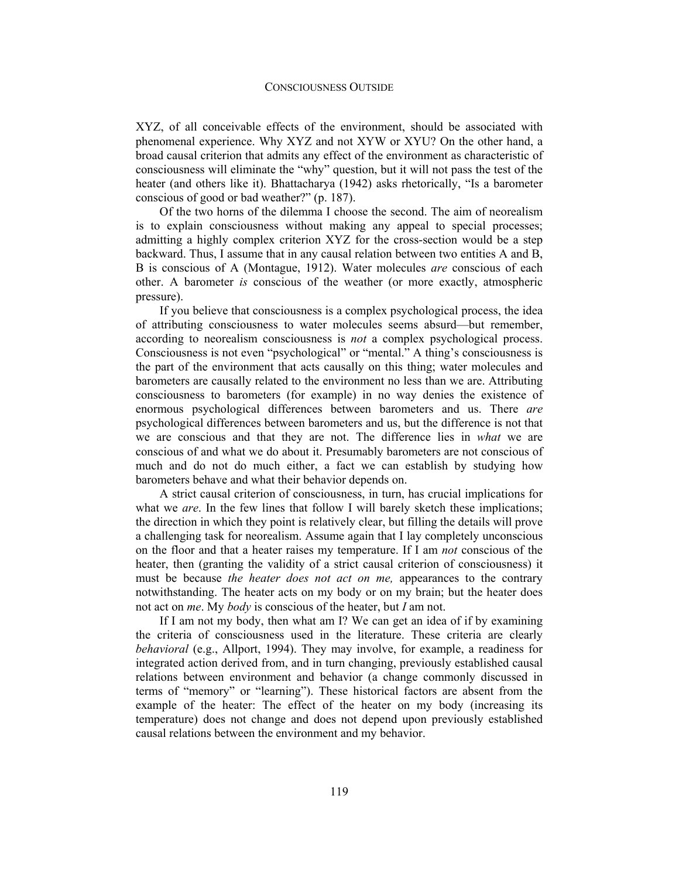XYZ, of all conceivable effects of the environment, should be associated with phenomenal experience. Why XYZ and not XYW or XYU? On the other hand, a broad causal criterion that admits any effect of the environment as characteristic of consciousness will eliminate the "why" question, but it will not pass the test of the heater (and others like it). Bhattacharya (1942) asks rhetorically, "Is a barometer conscious of good or bad weather?" (p. 187).

Of the two horns of the dilemma I choose the second. The aim of neorealism is to explain consciousness without making any appeal to special processes; admitting a highly complex criterion XYZ for the cross-section would be a step backward. Thus, I assume that in any causal relation between two entities A and B, B is conscious of A (Montague, 1912). Water molecules *are* conscious of each other. A barometer *is* conscious of the weather (or more exactly, atmospheric pressure).

If you believe that consciousness is a complex psychological process, the idea of attributing consciousness to water molecules seems absurd—but remember, according to neorealism consciousness is *not* a complex psychological process. Consciousness is not even "psychological" or "mental." A thing's consciousness is the part of the environment that acts causally on this thing; water molecules and barometers are causally related to the environment no less than we are. Attributing consciousness to barometers (for example) in no way denies the existence of enormous psychological differences between barometers and us. There *are* psychological differences between barometers and us, but the difference is not that we are conscious and that they are not. The difference lies in *what* we are conscious of and what we do about it. Presumably barometers are not conscious of much and do not do much either, a fact we can establish by studying how barometers behave and what their behavior depends on.

A strict causal criterion of consciousness, in turn, has crucial implications for what we *are*. In the few lines that follow I will barely sketch these implications; the direction in which they point is relatively clear, but filling the details will prove a challenging task for neorealism. Assume again that I lay completely unconscious on the floor and that a heater raises my temperature. If I am *not* conscious of the heater, then (granting the validity of a strict causal criterion of consciousness) it must be because *the heater does not act on me,* appearances to the contrary notwithstanding. The heater acts on my body or on my brain; but the heater does not act on *me*. My *body* is conscious of the heater, but *I* am not.

If I am not my body, then what am I? We can get an idea of if by examining the criteria of consciousness used in the literature. These criteria are clearly *behavioral* (e.g., Allport, 1994). They may involve, for example, a readiness for integrated action derived from, and in turn changing, previously established causal relations between environment and behavior (a change commonly discussed in terms of "memory" or "learning"). These historical factors are absent from the example of the heater: The effect of the heater on my body (increasing its temperature) does not change and does not depend upon previously established causal relations between the environment and my behavior.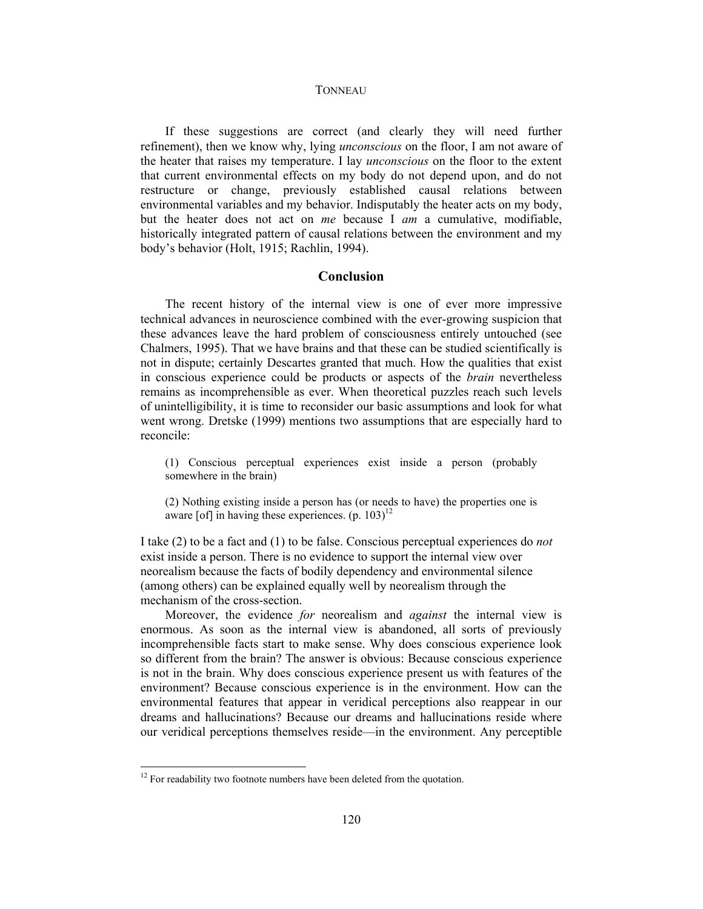If these suggestions are correct (and clearly they will need further refinement), then we know why, lying *unconscious* on the floor, I am not aware of the heater that raises my temperature. I lay *unconscious* on the floor to the extent that current environmental effects on my body do not depend upon, and do not restructure or change, previously established causal relations between environmental variables and my behavior. Indisputably the heater acts on my body, but the heater does not act on *me* because I *am* a cumulative, modifiable, historically integrated pattern of causal relations between the environment and my body's behavior (Holt, 1915; Rachlin, 1994).

## Conclusion

The recent history of the internal view is one of ever more impressive technical advances in neuroscience combined with the ever-growing suspicion that these advances leave the hard problem of consciousness entirely untouched (see Chalmers, 1995). That we have brains and that these can be studied scientifically is not in dispute; certainly Descartes granted that much. How the qualities that exist in conscious experience could be products or aspects of the *brain* nevertheless remains as incomprehensible as ever. When theoretical puzzles reach such levels of unintelligibility, it is time to reconsider our basic assumptions and look for what went wrong. Dretske (1999) mentions two assumptions that are especially hard to reconcile:

> (1) Conscious perceptual experiences exist inside a person (probably somewhere in the brain)
>
> (2) Nothing existing inside a person has (or needs to have) the properties one is aware [of] in having these experiences. (p. 103)[12]

I take (2) to be a fact and (1) to be false. Conscious perceptual experiences do *not* exist inside a person. There is no evidence to support the internal view over neorealism because the facts of bodily dependency and environmental silence (among others) can be explained equally well by neorealism through the mechanism of the cross-section.

Moreover, the evidence *for* neorealism and *against* the internal view is enormous. As soon as the internal view is abandoned, all sorts of previously incomprehensible facts start to make sense. Why does conscious experience look so different from the brain? The answer is obvious: Because conscious experience is not in the brain. Why does conscious experience present us with features of the environment? Because conscious experience is in the environment. How can the environmental features that appear in veridical perceptions also reappear in our dreams and hallucinations? Because our dreams and hallucinations reside where our veridical perceptions themselves reside—in the environment. Any perceptible

[12] For readability two footnote numbers have been deleted from the quotation.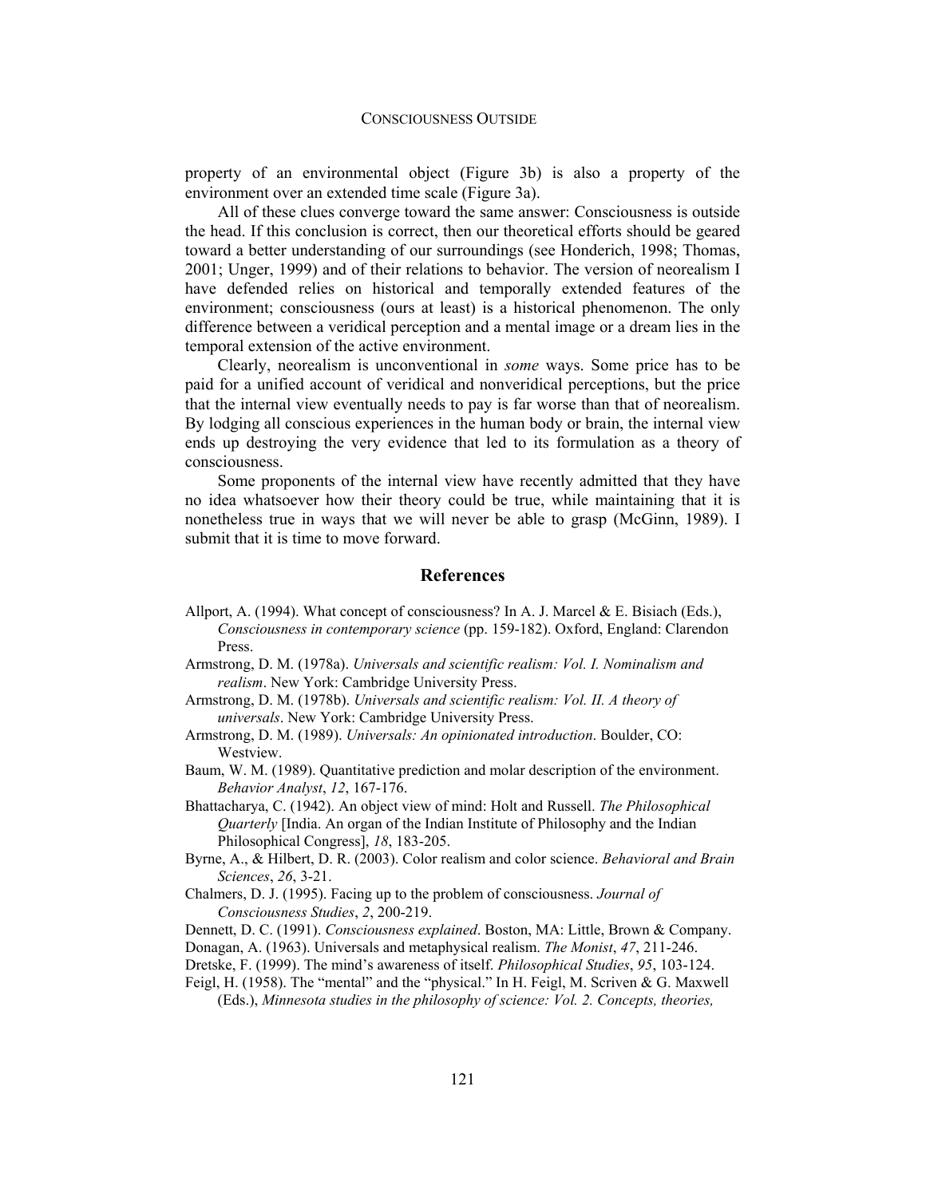property of an environmental object (Figure 3b) is also a property of the environment over an extended time scale (Figure 3a).

All of these clues converge toward the same answer: Consciousness is outside the head. If this conclusion is correct, then our theoretical efforts should be geared toward a better understanding of our surroundings (see Honderich, 1998; Thomas, 2001; Unger, 1999) and of their relations to behavior. The version of neorealism I have defended relies on historical and temporally extended features of the environment; consciousness (ours at least) is a historical phenomenon. The only difference between a veridical perception and a mental image or a dream lies in the temporal extension of the active environment.

Clearly, neorealism is unconventional in *some* ways. Some price has to be paid for a unified account of veridical and nonveridical perceptions, but the price that the internal view eventually needs to pay is far worse than that of neorealism. By lodging all conscious experiences in the human body or brain, the internal view ends up destroying the very evidence that led to its formulation as a theory of consciousness.

Some proponents of the internal view have recently admitted that they have no idea whatsoever how their theory could be true, while maintaining that it is nonetheless true in ways that we will never be able to grasp (McGinn, 1989). I submit that it is time to move forward.

## References

Allport, A. (1994). What concept of consciousness? In A. J. Marcel & E. Bisiach (Eds.), *Consciousness in contemporary science* (pp. 159-182). Oxford, England: Clarendon Press.

Armstrong, D. M. (1978a). *Universals and scientific realism: Vol. I. Nominalism and realism*. New York: Cambridge University Press.

Armstrong, D. M. (1978b). *Universals and scientific realism: Vol. II. A theory of universals*. New York: Cambridge University Press.

Armstrong, D. M. (1989). *Universals: An opinionated introduction*. Boulder, CO: Westview.

Baum, W. M. (1989). Quantitative prediction and molar description of the environment. *Behavior Analyst*, *12*, 167-176.

Bhattacharya, C. (1942). An object view of mind: Holt and Russell. *The Philosophical Quarterly* [India. An organ of the Indian Institute of Philosophy and the Indian Philosophical Congress], *18*, 183-205.

Byrne, A., & Hilbert, D. R. (2003). Color realism and color science. *Behavioral and Brain Sciences*, *26*, 3-21.

Chalmers, D. J. (1995). Facing up to the problem of consciousness. *Journal of Consciousness Studies*, *2*, 200-219.

Dennett, D. C. (1991). *Consciousness explained*. Boston, MA: Little, Brown & Company.

Donagan, A. (1963). Universals and metaphysical realism. *The Monist*, *47*, 211-246.

Dretske, F. (1999). The mind's awareness of itself. *Philosophical Studies*, *95*, 103-124.

Feigl, H. (1958). The "mental" and the "physical." In H. Feigl, M. Scriven & G. Maxwell (Eds.), *Minnesota studies in the philosophy of science: Vol. 2. Concepts, theories,*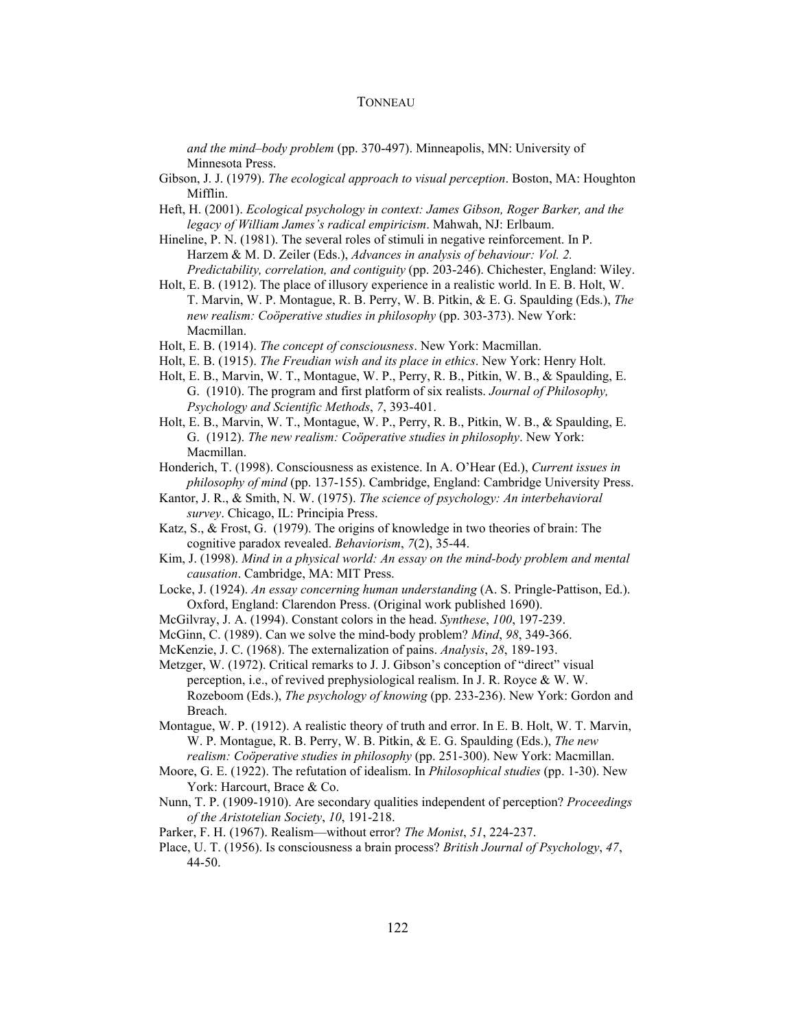*and the mind–body problem* (pp. 370-497). Minneapolis, MN: University of Minnesota Press.

Gibson, J. J. (1979). *The ecological approach to visual perception*. Boston, MA: Houghton Mifflin.

Heft, H. (2001). *Ecological psychology in context: James Gibson, Roger Barker, and the legacy of William James's radical empiricism*. Mahwah, NJ: Erlbaum.

Hineline, P. N. (1981). The several roles of stimuli in negative reinforcement. In P. Harzem & M. D. Zeiler (Eds.), *Advances in analysis of behaviour: Vol. 2. Predictability, correlation, and contiguity* (pp. 203-246). Chichester, England: Wiley.

Holt, E. B. (1912). The place of illusory experience in a realistic world. In E. B. Holt, W. T. Marvin, W. P. Montague, R. B. Perry, W. B. Pitkin, & E. G. Spaulding (Eds.), *The new realism: Coöperative studies in philosophy* (pp. 303-373). New York: Macmillan.

Holt, E. B. (1914). *The concept of consciousness*. New York: Macmillan.

Holt, E. B. (1915). *The Freudian wish and its place in ethics*. New York: Henry Holt.

Holt, E. B., Marvin, W. T., Montague, W. P., Perry, R. B., Pitkin, W. B., & Spaulding, E. G. (1910). The program and first platform of six realists. *Journal of Philosophy, Psychology and Scientific Methods*, *7*, 393-401.

Holt, E. B., Marvin, W. T., Montague, W. P., Perry, R. B., Pitkin, W. B., & Spaulding, E. G. (1912). *The new realism: Coöperative studies in philosophy*. New York: Macmillan.

Honderich, T. (1998). Consciousness as existence. In A. O'Hear (Ed.), *Current issues in philosophy of mind* (pp. 137-155). Cambridge, England: Cambridge University Press.

Kantor, J. R., & Smith, N. W. (1975). *The science of psychology: An interbehavioral survey*. Chicago, IL: Principia Press.

Katz, S., & Frost, G. (1979). The origins of knowledge in two theories of brain: The cognitive paradox revealed. *Behaviorism*, *7*(2), 35-44.

Kim, J. (1998). *Mind in a physical world: An essay on the mind-body problem and mental causation*. Cambridge, MA: MIT Press.

Locke, J. (1924). *An essay concerning human understanding* (A. S. Pringle-Pattison, Ed.). Oxford, England: Clarendon Press. (Original work published 1690).

McGilvray, J. A. (1994). Constant colors in the head. *Synthese*, *100*, 197-239.

McGinn, C. (1989). Can we solve the mind-body problem? *Mind*, *98*, 349-366.

McKenzie, J. C. (1968). The externalization of pains. *Analysis*, *28*, 189-193.

Metzger, W. (1972). Critical remarks to J. J. Gibson's conception of "direct" visual perception, i.e., of revived prephysiological realism. In J. R. Royce & W. W. Rozeboom (Eds.), *The psychology of knowing* (pp. 233-236). New York: Gordon and Breach.

Montague, W. P. (1912). A realistic theory of truth and error. In E. B. Holt, W. T. Marvin, W. P. Montague, R. B. Perry, W. B. Pitkin, & E. G. Spaulding (Eds.), *The new realism: Coöperative studies in philosophy* (pp. 251-300). New York: Macmillan.

Moore, G. E. (1922). The refutation of idealism. In *Philosophical studies* (pp. 1-30). New York: Harcourt, Brace & Co.

Nunn, T. P. (1909-1910). Are secondary qualities independent of perception? *Proceedings of the Aristotelian Society*, *10*, 191-218.

Parker, F. H. (1967). Realism—without error? *The Monist*, *51*, 224-237.

Place, U. T. (1956). Is consciousness a brain process? *British Journal of Psychology*, *47*, 44-50.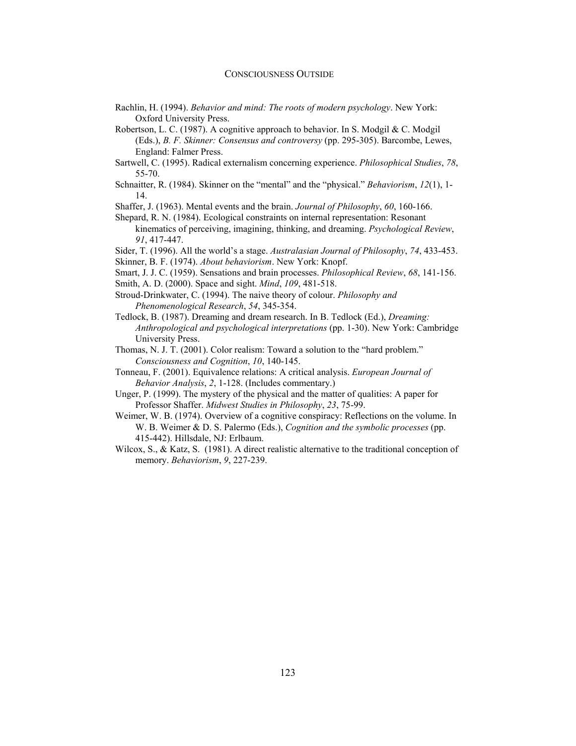Rachlin, H. (1994). *Behavior and mind: The roots of modern psychology*. New York: Oxford University Press.

Robertson, L. C. (1987). A cognitive approach to behavior. In S. Modgil & C. Modgil (Eds.), *B. F. Skinner: Consensus and controversy* (pp. 295-305). Barcombe, Lewes, England: Falmer Press.

Sartwell, C. (1995). Radical externalism concerning experience. *Philosophical Studies*, *78*, 55-70.

Schnaitter, R. (1984). Skinner on the "mental" and the "physical." *Behaviorism*, *12*(1), 1-14.

Shaffer, J. (1963). Mental events and the brain. *Journal of Philosophy*, *60*, 160-166.

Shepard, R. N. (1984). Ecological constraints on internal representation: Resonant kinematics of perceiving, imagining, thinking, and dreaming. *Psychological Review*, *91*, 417-447.

Sider, T. (1996). All the world's a stage. *Australasian Journal of Philosophy*, *74*, 433-453.

Skinner, B. F. (1974). *About behaviorism*. New York: Knopf.

Smart, J. J. C. (1959). Sensations and brain processes. *Philosophical Review*, *68*, 141-156.

Smith, A. D. (2000). Space and sight. *Mind*, *109*, 481-518.

Stroud-Drinkwater, C. (1994). The naive theory of colour. *Philosophy and Phenomenological Research*, *54*, 345-354.

Tedlock, B. (1987). Dreaming and dream research. In B. Tedlock (Ed.), *Dreaming: Anthropological and psychological interpretations* (pp. 1-30). New York: Cambridge University Press.

Thomas, N. J. T. (2001). Color realism: Toward a solution to the "hard problem." *Consciousness and Cognition*, *10*, 140-145.

Tonneau, F. (2001). Equivalence relations: A critical analysis. *European Journal of Behavior Analysis*, *2*, 1-128. (Includes commentary.)

Unger, P. (1999). The mystery of the physical and the matter of qualities: A paper for Professor Shaffer. *Midwest Studies in Philosophy*, *23*, 75-99.

Weimer, W. B. (1974). Overview of a cognitive conspiracy: Reflections on the volume. In W. B. Weimer & D. S. Palermo (Eds.), *Cognition and the symbolic processes* (pp. 415-442). Hillsdale, NJ: Erlbaum.

Wilcox, S., & Katz, S. (1981). A direct realistic alternative to the traditional conception of memory. *Behaviorism*, *9*, 227-239.